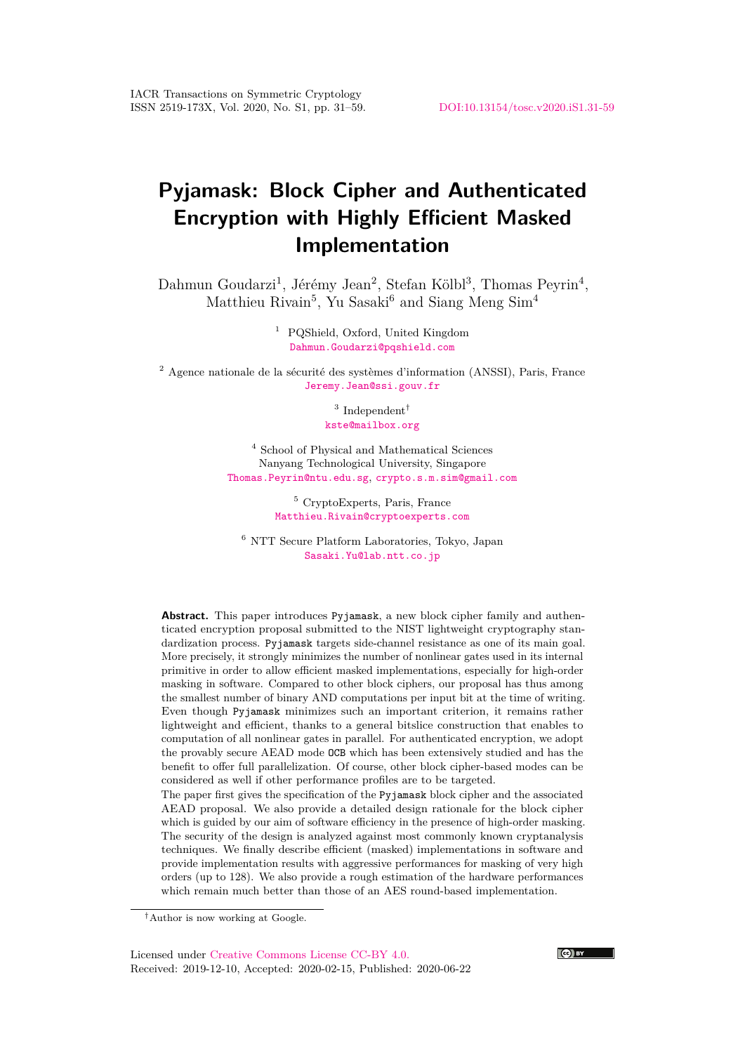# Pyjamask: Block Cipher and Authenticated Encryption with Highly Efficient Masked Implementation

Dahmun Goudarzi[1], Jérémy Jean[2], Stefan Kölbl[3], Thomas Peyrin[4], Matthieu Rivain[5], Yu Sasaki[6] and Siang Meng Sim[4]

[1] PQShield, Oxford, United Kingdom
Dahmun.Goudarzi@pqshield.com

[2] Agence nationale de la sécurité des systèmes d'information (ANSSI), Paris, France
Jeremy.Jean@ssi.gouv.fr

[3] Independent[†]
kste@mailbox.org

[4] School of Physical and Mathematical Sciences
Nanyang Technological University, Singapore
Thomas.Peyrin@ntu.edu.sg, crypto.s.m.sim@gmail.com

[5] CryptoExperts, Paris, France
Matthieu.Rivain@cryptoexperts.com

[6] NTT Secure Platform Laboratories, Tokyo, Japan
Sasaki.Yu@lab.ntt.co.jp

**Abstract.** This paper introduces `Pyjamask`, a new block cipher family and authenticated encryption proposal submitted to the NIST lightweight cryptography standardization process. `Pyjamask` targets side-channel resistance as one of its main goal. More precisely, it strongly minimizes the number of nonlinear gates used in its internal primitive in order to allow efficient masked implementations, especially for high-order masking in software. Compared to other block ciphers, our proposal has thus among the smallest number of binary AND computations per input bit at the time of writing. Even though `Pyjamask` minimizes such an important criterion, it remains rather lightweight and efficient, thanks to a general bitslice construction that enables to computation of all nonlinear gates in parallel. For authenticated encryption, we adopt the provably secure AEAD mode `OCB` which has been extensively studied and has the benefit to offer full parallelization. Of course, other block cipher-based modes can be considered as well if other performance profiles are to be targeted.
The paper first gives the specification of the `Pyjamask` block cipher and the associated AEAD proposal. We also provide a detailed design rationale for the block cipher which is guided by our aim of software efficiency in the presence of high-order masking. The security of the design is analyzed against most commonly known cryptanalysis techniques. We finally describe efficient (masked) implementations in software and provide implementation results with aggressive performances for masking of very high orders (up to 128). We also provide a rough estimation of the hardware performances which remain much better than those of an AES round-based implementation.

[†]Author is now working at Google.

Licensed under Creative Commons License CC-BY 4.0.
Received: 2019-12-10, Accepted: 2020-02-15, Published: 2020-06-22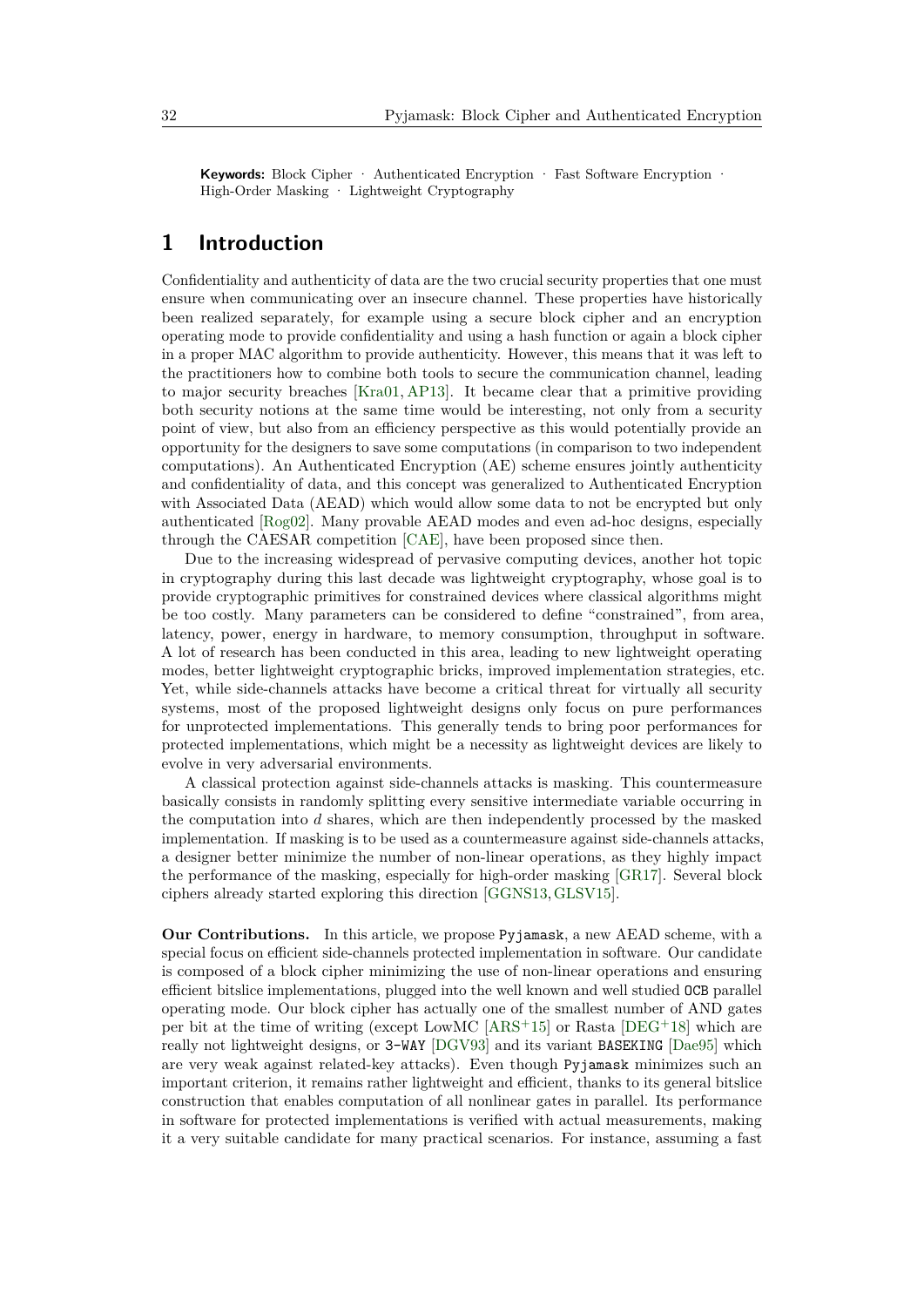**Keywords:** Block Cipher · Authenticated Encryption · Fast Software Encryption · High-Order Masking · Lightweight Cryptography

# 1 Introduction

Confidentiality and authenticity of data are the two crucial security properties that one must ensure when communicating over an insecure channel. These properties have historically been realized separately, for example using a secure block cipher and an encryption operating mode to provide confidentiality and using a hash function or again a block cipher in a proper MAC algorithm to provide authenticity. However, this means that it was left to the practitioners how to combine both tools to secure the communication channel, leading to major security breaches [Kra01, AP13]. It became clear that a primitive providing both security notions at the same time would be interesting, not only from a security point of view, but also from an efficiency perspective as this would potentially provide an opportunity for the designers to save some computations (in comparison to two independent computations). An Authenticated Encryption (AE) scheme ensures jointly authenticity and confidentiality of data, and this concept was generalized to Authenticated Encryption with Associated Data (AEAD) which would allow some data to not be encrypted but only authenticated [Rog02]. Many provable AEAD modes and even ad-hoc designs, especially through the CAESAR competition [CAE], have been proposed since then.

Due to the increasing widespread of pervasive computing devices, another hot topic in cryptography during this last decade was lightweight cryptography, whose goal is to provide cryptographic primitives for constrained devices where classical algorithms might be too costly. Many parameters can be considered to define "constrained", from area, latency, power, energy in hardware, to memory consumption, throughput in software. A lot of research has been conducted in this area, leading to new lightweight operating modes, better lightweight cryptographic bricks, improved implementation strategies, etc. Yet, while side-channels attacks have become a critical threat for virtually all security systems, most of the proposed lightweight designs only focus on pure performances for unprotected implementations. This generally tends to bring poor performances for protected implementations, which might be a necessity as lightweight devices are likely to evolve in very adversarial environments.

A classical protection against side-channels attacks is masking. This countermeasure basically consists in randomly splitting every sensitive intermediate variable occurring in the computation into $d$ shares, which are then independently processed by the masked implementation. If masking is to be used as a countermeasure against side-channels attacks, a designer better minimize the number of non-linear operations, as they highly impact the performance of the masking, especially for high-order masking [GR17]. Several block ciphers already started exploring this direction [GGNS13, GLSV15].

**Our Contributions.** In this article, we propose `Pyjamask`, a new AEAD scheme, with a special focus on efficient side-channels protected implementation in software. Our candidate is composed of a block cipher minimizing the use of non-linear operations and ensuring efficient bitslice implementations, plugged into the well known and well studied `OCB` parallel operating mode. Our block cipher has actually one of the smallest number of AND gates per bit at the time of writing (except LowMC [ARS+15] or Rasta [DEG+18] which are really not lightweight designs, or `3-WAY` [DGV93] and its variant `BASEKING` [Dae95] which are very weak against related-key attacks). Even though `Pyjamask` minimizes such an important criterion, it remains rather lightweight and efficient, thanks to its general bitslice construction that enables computation of all nonlinear gates in parallel. Its performance in software for protected implementations is verified with actual measurements, making it a very suitable candidate for many practical scenarios. For instance, assuming a fast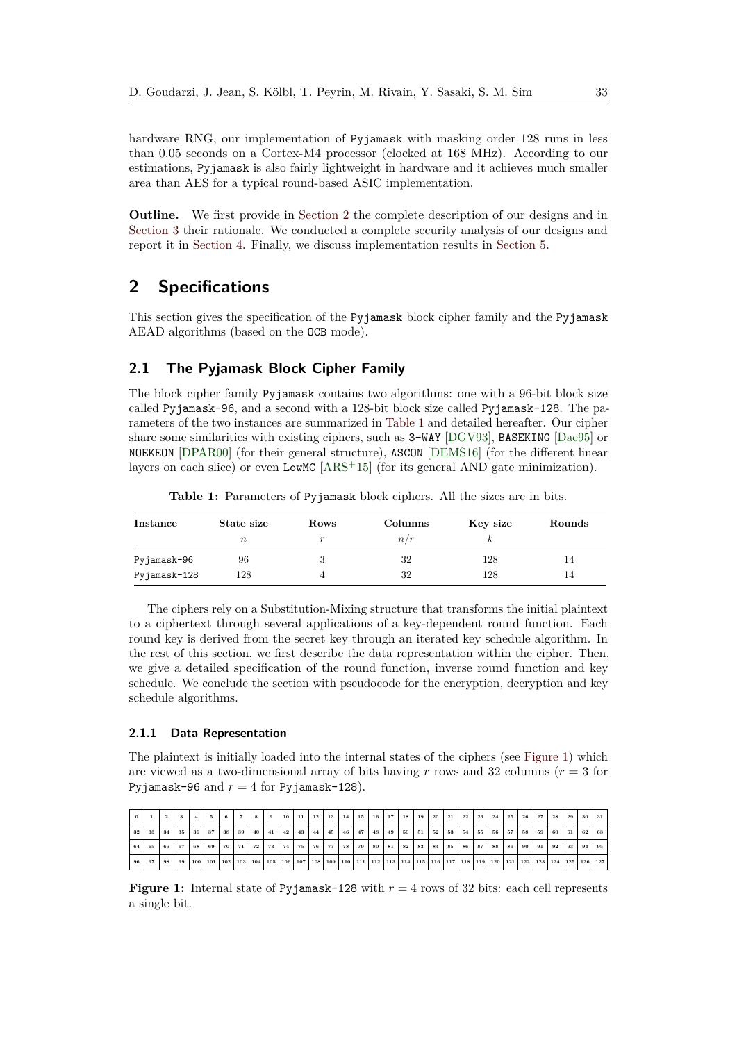hardware RNG, our implementation of Pyjamask with masking order 128 runs in less than 0.05 seconds on a Cortex-M4 processor (clocked at 168 MHz). According to our estimations, Pyjamask is also fairly lightweight in hardware and it achieves much smaller area than AES for a typical round-based ASIC implementation.

**Outline.** We first provide in Section 2 the complete description of our designs and in Section 3 their rationale. We conducted a complete security analysis of our designs and report it in Section 4. Finally, we discuss implementation results in Section 5.

# 2 Specifications

This section gives the specification of the Pyjamask block cipher family and the Pyjamask AEAD algorithms (based on the OCB mode).

## 2.1 The Pyjamask Block Cipher Family

The block cipher family Pyjamask contains two algorithms: one with a 96-bit block size called Pyjamask-96, and a second with a 128-bit block size called Pyjamask-128. The parameters of the two instances are summarized in Table 1 and detailed hereafter. Our cipher share some similarities with existing ciphers, such as 3-WAY [DGV93], BASEKING [Dae95] or NOEKEON [DPAR00] (for their general structure), ASCON [DEMS16] (for the different linear layers on each slice) or even LowMC [ARS+15] (for its general AND gate minimization).

**Table 1:** Parameters of Pyjamask block ciphers. All the sizes are in bits.

| Instance | State size $n$ | Rows $r$ | Columns $n/r$ | Key size $k$ | Rounds |
|---|---|---|---|---|---|
| Pyjamask-96 | 96 | 3 | 32 | 128 | 14 |
| Pyjamask-128 | 128 | 4 | 32 | 128 | 14 |

The ciphers rely on a Substitution-Mixing structure that transforms the initial plaintext to a ciphertext through several applications of a key-dependent round function. Each round key is derived from the secret key through an iterated key schedule algorithm. In the rest of this section, we first describe the data representation within the cipher. Then, we give a detailed specification of the round function, inverse round function and key schedule. We conclude the section with pseudocode for the encryption, decryption and key schedule algorithms.

### 2.1.1 Data Representation

The plaintext is initially loaded into the internal states of the ciphers (see Figure 1) which are viewed as a two-dimensional array of bits having $r$ rows and 32 columns ($r = 3$ for Pyjamask-96 and $r = 4$ for Pyjamask-128).

| 0 | 1 | 2 | 3 | 4 | 5 | 6 | 7 | 8 | 9 | 10 | 11 | 12 | 13 | 14 | 15 | 16 | 17 | 18 | 19 | 20 | 21 | 22 | 23 | 24 | 25 | 26 | 27 | 28 | 29 | 30 | 31 |
|---|---|---|---|---|---|---|---|---|---|---|---|---|---|---|---|---|---|---|---|---|---|---|---|---|---|---|---|---|---|---|---|
| 32 | 33 | 34 | 35 | 36 | 37 | 38 | 39 | 40 | 41 | 42 | 43 | 44 | 45 | 46 | 47 | 48 | 49 | 50 | 51 | 52 | 53 | 54 | 55 | 56 | 57 | 58 | 59 | 60 | 61 | 62 | 63 |
| 64 | 65 | 66 | 67 | 68 | 69 | 70 | 71 | 72 | 73 | 74 | 75 | 76 | 77 | 78 | 79 | 80 | 81 | 82 | 83 | 84 | 85 | 86 | 87 | 88 | 89 | 90 | 91 | 92 | 93 | 94 | 95 |
| 96 | 97 | 98 | 99 | 100 | 101 | 102 | 103 | 104 | 105 | 106 | 107 | 108 | 109 | 110 | 111 | 112 | 113 | 114 | 115 | 116 | 117 | 118 | 119 | 120 | 121 | 122 | 123 | 124 | 125 | 126 | 127 |

**Figure 1:** Internal state of Pyjamask-128 with $r = 4$ rows of 32 bits: each cell represents a single bit.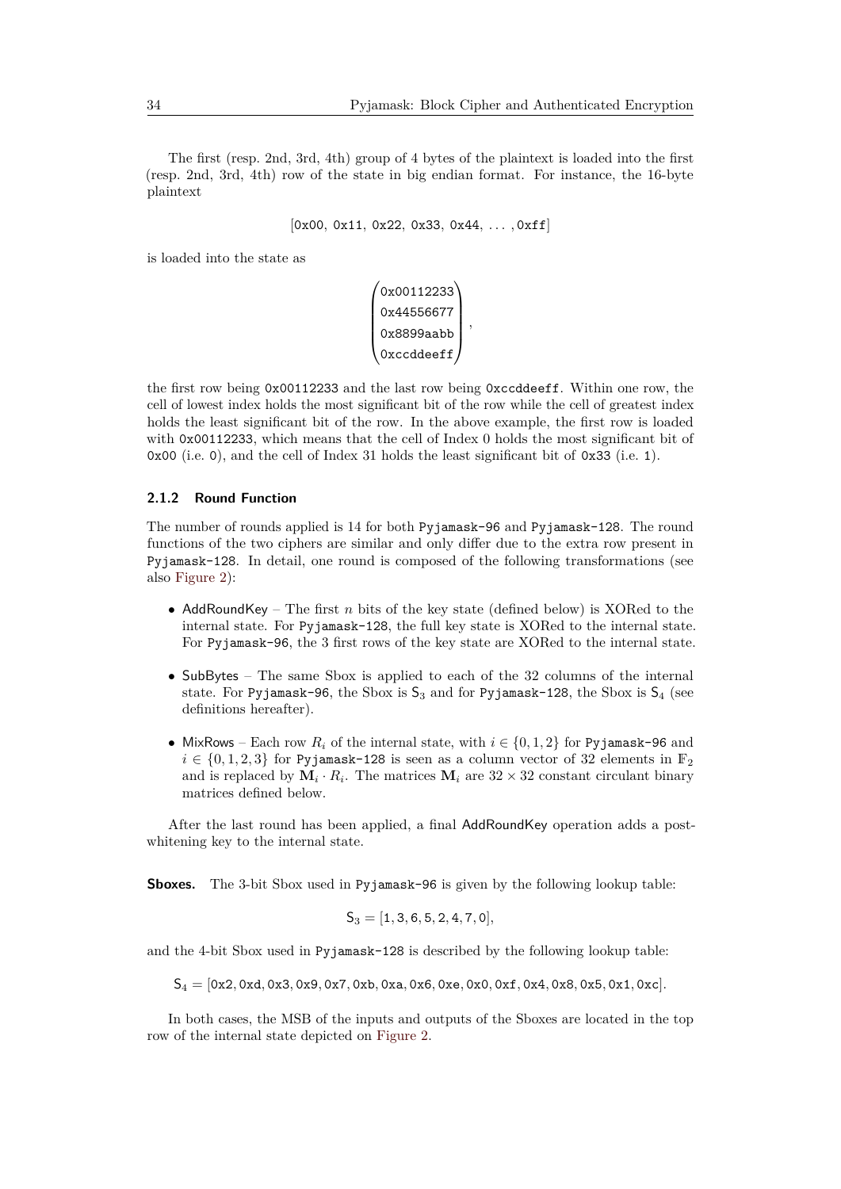The first (resp. 2nd, 3rd, 4th) group of 4 bytes of the plaintext is loaded into the first (resp. 2nd, 3rd, 4th) row of the state in big endian format. For instance, the 16-byte plaintext

$$[\texttt{0x00},\ \texttt{0x11},\ \texttt{0x22},\ \texttt{0x33},\ \texttt{0x44},\ \ldots,\texttt{0xff}]$$

is loaded into the state as

$$\begin{pmatrix} \texttt{0x00112233} \\ \texttt{0x44556677} \\ \texttt{0x8899aabb} \\ \texttt{0xccddeeff} \end{pmatrix},$$

the first row being `0x00112233` and the last row being `0xccddeeff`. Within one row, the cell of lowest index holds the most significant bit of the row while the cell of greatest index holds the least significant bit of the row. In the above example, the first row is loaded with `0x00112233`, which means that the cell of Index 0 holds the most significant bit of `0x00` (i.e. `0`), and the cell of Index 31 holds the least significant bit of `0x33` (i.e. `1`).

### 2.1.2 Round Function

The number of rounds applied is 14 for both `Pyjamask-96` and `Pyjamask-128`. The round functions of the two ciphers are similar and only differ due to the extra row present in `Pyjamask-128`. In detail, one round is composed of the following transformations (see also Figure 2):

- AddRoundKey – The first $n$ bits of the key state (defined below) is XORed to the internal state. For `Pyjamask-128`, the full key state is XORed to the internal state. For `Pyjamask-96`, the 3 first rows of the key state are XORed to the internal state.
- SubBytes – The same Sbox is applied to each of the 32 columns of the internal state. For `Pyjamask-96`, the Sbox is $\mathsf{S}_3$ and for `Pyjamask-128`, the Sbox is $\mathsf{S}_4$ (see definitions hereafter).
- MixRows – Each row $R_i$ of the internal state, with $i \in \{0,1,2\}$ for `Pyjamask-96` and $i \in \{0,1,2,3\}$ for `Pyjamask-128` is seen as a column vector of 32 elements in $\mathbb{F}_2$ and is replaced by $\mathbf{M}_i \cdot R_i$. The matrices $\mathbf{M}_i$ are $32 \times 32$ constant circulant binary matrices defined below.

After the last round has been applied, a final AddRoundKey operation adds a post-whitening key to the internal state.

**Sboxes.** The 3-bit Sbox used in `Pyjamask-96` is given by the following lookup table:

$$\mathsf{S}_3 = [1, 3, 6, 5, 2, 4, 7, 0],$$

and the 4-bit Sbox used in `Pyjamask-128` is described by the following lookup table:

$$\mathsf{S}_4 = [\texttt{0x2}, \texttt{0xd}, \texttt{0x3}, \texttt{0x9}, \texttt{0x7}, \texttt{0xb}, \texttt{0xa}, \texttt{0x6}, \texttt{0xe}, \texttt{0x0}, \texttt{0xf}, \texttt{0x4}, \texttt{0x8}, \texttt{0x5}, \texttt{0x1}, \texttt{0xc}].$$

In both cases, the MSB of the inputs and outputs of the Sboxes are located in the top row of the internal state depicted on Figure 2.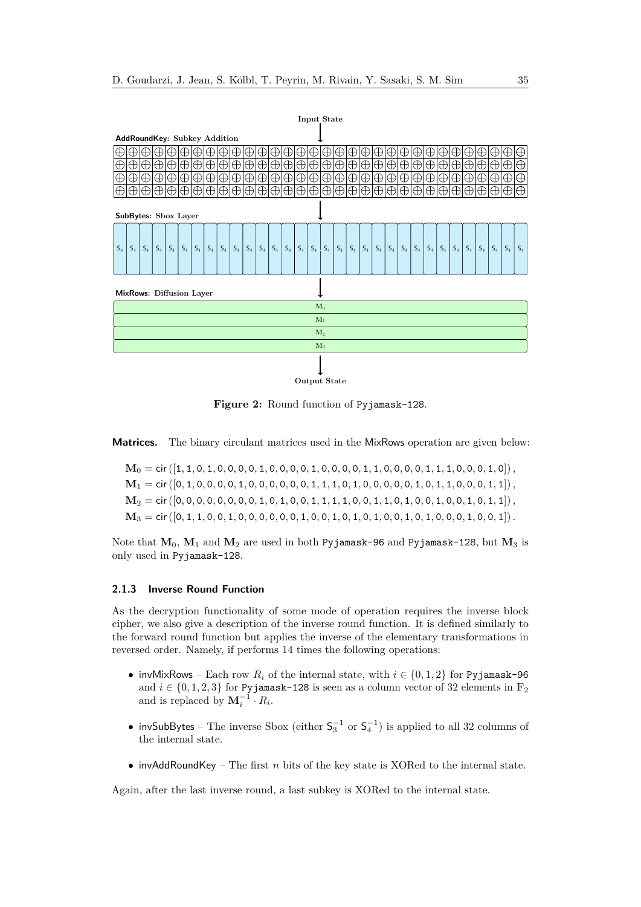Figure 2: Round function of Pyjamask-128.

**Matrices.** The binary circulant matrices used in the MixRows operation are given below:

$$\mathbf{M}_0 = \mathsf{cir}\left([1,1,0,1,0,0,0,0,1,0,0,0,0,1,0,0,0,0,1,1,0,0,0,0,1,1,1,0,0,0,1,0]\right),$$
$$\mathbf{M}_1 = \mathsf{cir}\left([0,1,0,0,0,0,1,0,0,0,0,0,0,1,1,1,0,1,0,0,0,0,0,1,0,1,1,0,0,0,1,1]\right),$$
$$\mathbf{M}_2 = \mathsf{cir}\left([0,0,0,0,0,0,0,0,1,0,1,0,0,1,1,1,1,0,0,1,1,0,1,0,0,1,0,0,1,0,1,1]\right),$$
$$\mathbf{M}_3 = \mathsf{cir}\left([0,1,1,0,0,1,0,0,0,0,0,0,1,0,0,1,0,1,0,1,0,0,1,0,1,0,0,0,1,0,0,1]\right).$$

Note that $\mathbf{M}_0$, $\mathbf{M}_1$ and $\mathbf{M}_2$ are used in both Pyjamask-96 and Pyjamask-128, but $\mathbf{M}_3$ is only used in Pyjamask-128.

### 2.1.3 Inverse Round Function

As the decryption functionality of some mode of operation requires the inverse block cipher, we also give a description of the inverse round function. It is defined similarly to the forward round function but applies the inverse of the elementary transformations in reversed order. Namely, if performs 14 times the following operations:

- invMixRows – Each row $R_i$ of the internal state, with $i \in \{0,1,2\}$ for Pyjamask-96 and $i \in \{0,1,2,3\}$ for Pyjamask-128 is seen as a column vector of 32 elements in $\mathbb{F}_2$ and is replaced by $\mathbf{M}_i^{-1} \cdot R_i$.
- invSubBytes – The inverse Sbox (either $\mathsf{S}_3^{-1}$ or $\mathsf{S}_4^{-1}$) is applied to all 32 columns of the internal state.
- invAddRoundKey – The first $n$ bits of the key state is XORed to the internal state.

Again, after the last inverse round, a last subkey is XORed to the internal state.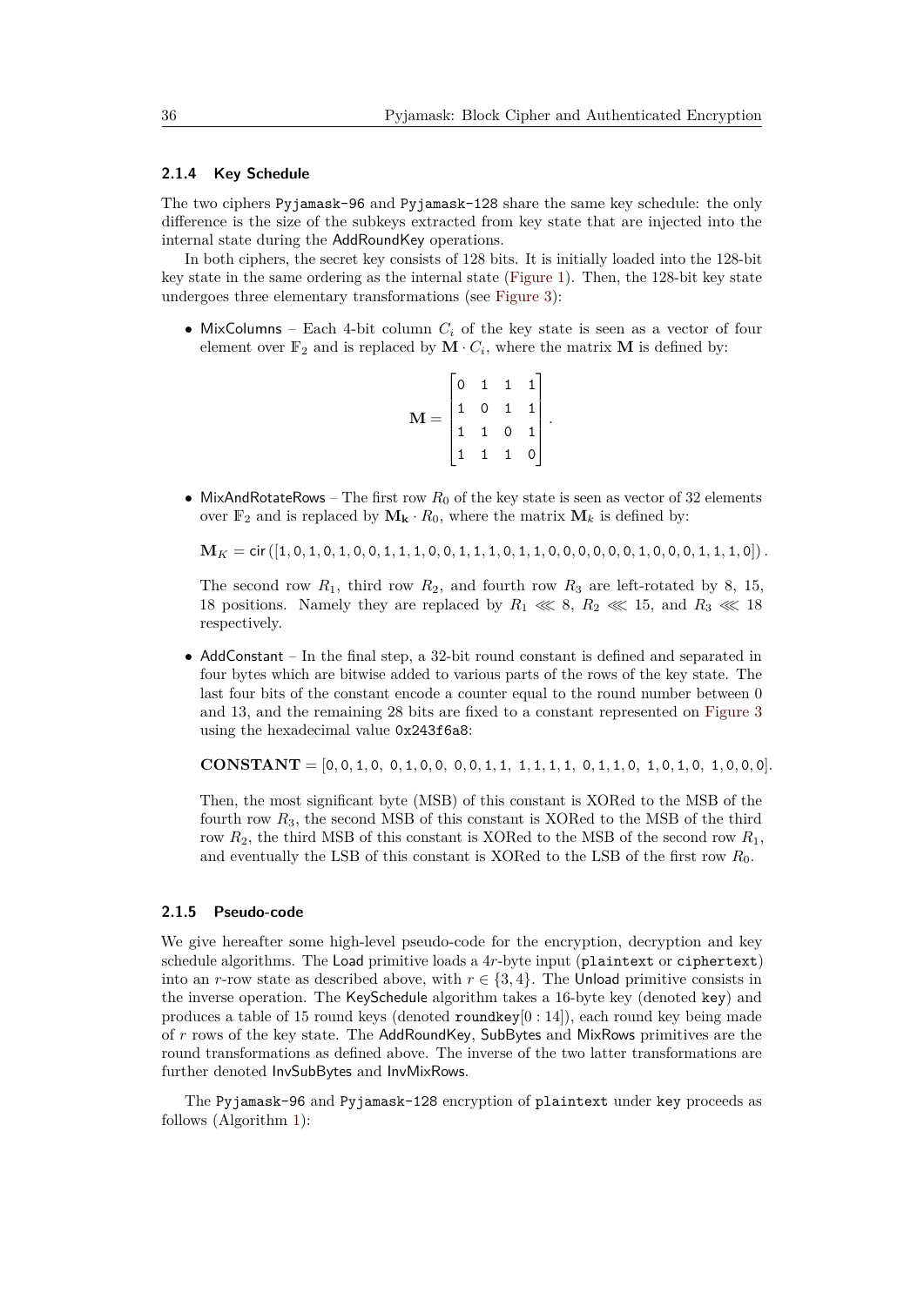### 2.1.4 Key Schedule

The two ciphers Pyjamask-96 and Pyjamask-128 share the same key schedule: the only difference is the size of the subkeys extracted from key state that are injected into the internal state during the AddRoundKey operations.

In both ciphers, the secret key consists of 128 bits. It is initially loaded into the 128-bit key state in the same ordering as the internal state (Figure 1). Then, the 128-bit key state undergoes three elementary transformations (see Figure 3):

- MixColumns – Each 4-bit column $C_i$ of the key state is seen as a vector of four element over $\mathbb{F}_2$ and is replaced by $\mathbf{M} \cdot C_i$, where the matrix $\mathbf{M}$ is defined by:

$$\mathbf{M} = \begin{bmatrix} 0 & 1 & 1 & 1 \\ 1 & 0 & 1 & 1 \\ 1 & 1 & 0 & 1 \\ 1 & 1 & 1 & 0 \end{bmatrix}.$$

- MixAndRotateRows – The first row $R_0$ of the key state is seen as vector of 32 elements over $\mathbb{F}_2$ and is replaced by $\mathbf{M_k} \cdot R_0$, where the matrix $\mathbf{M}_k$ is defined by:

  $$\mathbf{M}_K = \mathsf{cir}\left([1, 0, 1, 0, 1, 0, 0, 1, 1, 1, 0, 0, 1, 1, 1, 0, 1, 1, 0, 0, 0, 0, 0, 0, 1, 0, 0, 0, 1, 1, 1, 0]\right).$$

  The second row $R_1$, third row $R_2$, and fourth row $R_3$ are left-rotated by 8, 15, 18 positions. Namely they are replaced by $R_1 \lll 8$, $R_2 \lll 15$, and $R_3 \lll 18$ respectively.

- AddConstant – In the final step, a 32-bit round constant is defined and separated in four bytes which are bitwise added to various parts of the rows of the key state. The last four bits of the constant encode a counter equal to the round number between 0 and 13, and the remaining 28 bits are fixed to a constant represented on Figure 3 using the hexadecimal value `0x243f6a8`:

  $$\mathbf{CONSTANT} = [0, 0, 1, 0,\ 0, 1, 0, 0,\ 0, 0, 1, 1,\ 1, 1, 1, 1,\ 0, 1, 1, 0,\ 1, 0, 1, 0,\ 1, 0, 0, 0].$$

  Then, the most significant byte (MSB) of this constant is XORed to the MSB of the fourth row $R_3$, the second MSB of this constant is XORed to the MSB of the third row $R_2$, the third MSB of this constant is XORed to the MSB of the second row $R_1$, and eventually the LSB of this constant is XORed to the LSB of the first row $R_0$.

### 2.1.5 Pseudo-code

We give hereafter some high-level pseudo-code for the encryption, decryption and key schedule algorithms. The Load primitive loads a $4r$-byte input (`plaintext` or `ciphertext`) into an $r$-row state as described above, with $r \in \{3, 4\}$. The Unload primitive consists in the inverse operation. The KeySchedule algorithm takes a 16-byte key (denoted `key`) and produces a table of 15 round keys (denoted `roundkey`$[0:14]$), each round key being made of $r$ rows of the key state. The AddRoundKey, SubBytes and MixRows primitives are the round transformations as defined above. The inverse of the two latter transformations are further denoted InvSubBytes and InvMixRows.

The Pyjamask-96 and Pyjamask-128 encryption of `plaintext` under `key` proceeds as follows (Algorithm 1):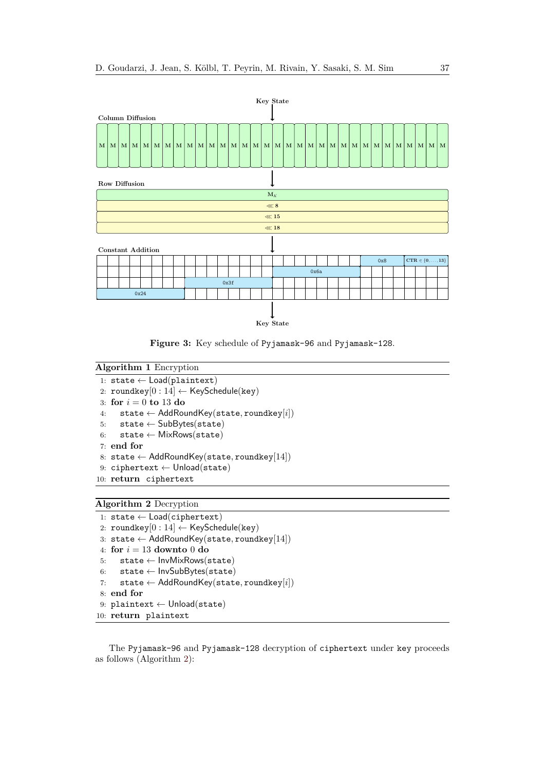Key State

**Column Diffusion**

M M M M M M M M M M M M M M M M M M M M M M M M M M M M M M M M

**Row Diffusion**

$\mathbf{M}_K$

$\lll$ **8**

$\lll$ **15**

$\lll$ **18**

**Constant Addition**

0x8 CTR $\in \{0, \ldots, 13\}$

0x6a

0x3f

0x24

Key State

**Figure 3:** Key schedule of `Pyjamask-96` and `Pyjamask-128`.

**Algorithm 1** Encryption

```
 1: state ← Load(plaintext)
 2: roundkey[0 : 14] ← KeySchedule(key)
 3: for i = 0 to 13 do
 4:     state ← AddRoundKey(state, roundkey[i])
 5:     state ← SubBytes(state)
 6:     state ← MixRows(state)
 7: end for
 8: state ← AddRoundKey(state, roundkey[14])
 9: ciphertext ← Unload(state)
10: return ciphertext
```

**Algorithm 2** Decryption

```
 1: state ← Load(ciphertext)
 2: roundkey[0 : 14] ← KeySchedule(key)
 3: state ← AddRoundKey(state, roundkey[14])
 4: for i = 13 downto 0 do
 5:     state ← InvMixRows(state)
 6:     state ← InvSubBytes(state)
 7:     state ← AddRoundKey(state, roundkey[i])
 8: end for
 9: plaintext ← Unload(state)
10: return plaintext
```

The `Pyjamask-96` and `Pyjamask-128` decryption of `ciphertext` under `key` proceeds as follows (Algorithm 2):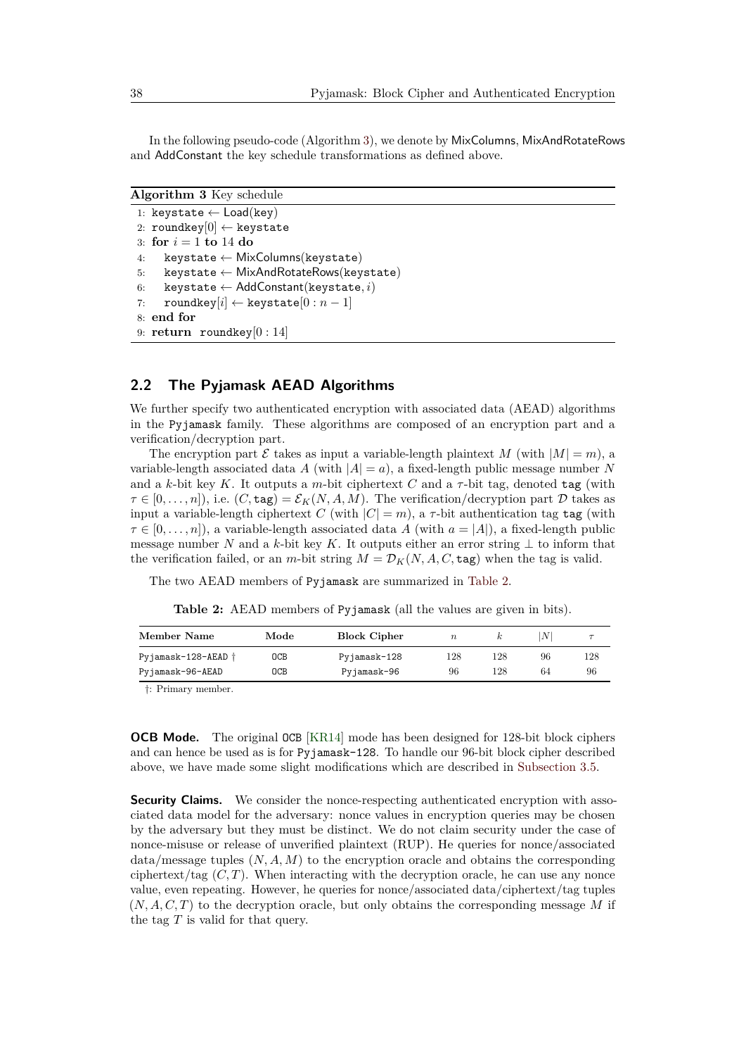In the following pseudo-code (Algorithm 3), we denote by MixColumns, MixAndRotateRows and AddConstant the key schedule transformations as defined above.

**Algorithm 3** Key schedule

```
1: keystate ← Load(key)
2: roundkey[0] ← keystate
3: for i = 1 to 14 do
4:    keystate ← MixColumns(keystate)
5:    keystate ← MixAndRotateRows(keystate)
6:    keystate ← AddConstant(keystate, i)
7:    roundkey[i] ← keystate[0 : n − 1]
8: end for
9: return roundkey[0 : 14]
```

## 2.2 The Pyjamask AEAD Algorithms

We further specify two authenticated encryption with associated data (AEAD) algorithms in the `Pyjamask` family. These algorithms are composed of an encryption part and a verification/decryption part.

The encryption part $\mathcal{E}$ takes as input a variable-length plaintext $M$ (with $|M| = m$), a variable-length associated data $A$ (with $|A| = a$), a fixed-length public message number $N$ and a $k$-bit key $K$. It outputs a $m$-bit ciphertext $C$ and a $\tau$-bit tag, denoted $\mathtt{tag}$ (with $\tau \in [0, \ldots, n]$), i.e. $(C, \mathtt{tag}) = \mathcal{E}_K(N, A, M)$. The verification/decryption part $\mathcal{D}$ takes as input a variable-length ciphertext $C$ (with $|C| = m$), a $\tau$-bit authentication tag $\mathtt{tag}$ (with $\tau \in [0, \ldots, n]$), a variable-length associated data $A$ (with $a = |A|$), a fixed-length public message number $N$ and a $k$-bit key $K$. It outputs either an error string $\perp$ to inform that the verification failed, or an $m$-bit string $M = \mathcal{D}_K(N, A, C, \mathtt{tag})$ when the tag is valid.

The two AEAD members of `Pyjamask` are summarized in Table 2.

**Table 2:** AEAD members of `Pyjamask` (all the values are given in bits).

| Member Name | Mode | Block Cipher | $n$ | $k$ | $\|N\|$ | $\tau$ |
|---|---|---|---|---|---|---|
| `Pyjamask-128-AEAD` † | `OCB` | `Pyjamask-128` | 128 | 128 | 96 | 128 |
| `Pyjamask-96-AEAD` | `OCB` | `Pyjamask-96` | 96 | 128 | 64 | 96 |

†: Primary member.

**OCB Mode.** The original `OCB` [KR14] mode has been designed for 128-bit block ciphers and can hence be used as is for `Pyjamask-128`. To handle our 96-bit block cipher described above, we have made some slight modifications which are described in Subsection 3.5.

**Security Claims.** We consider the nonce-respecting authenticated encryption with associated data model for the adversary: nonce values in encryption queries may be chosen by the adversary but they must be distinct. We do not claim security under the case of nonce-misuse or release of unverified plaintext (RUP). He queries for nonce/associated data/message tuples $(N, A, M)$ to the encryption oracle and obtains the corresponding ciphertext/tag $(C, T)$. When interacting with the decryption oracle, he can use any nonce value, even repeating. However, he queries for nonce/associated data/ciphertext/tag tuples $(N, A, C, T)$ to the decryption oracle, but only obtains the corresponding message $M$ if the tag $T$ is valid for that query.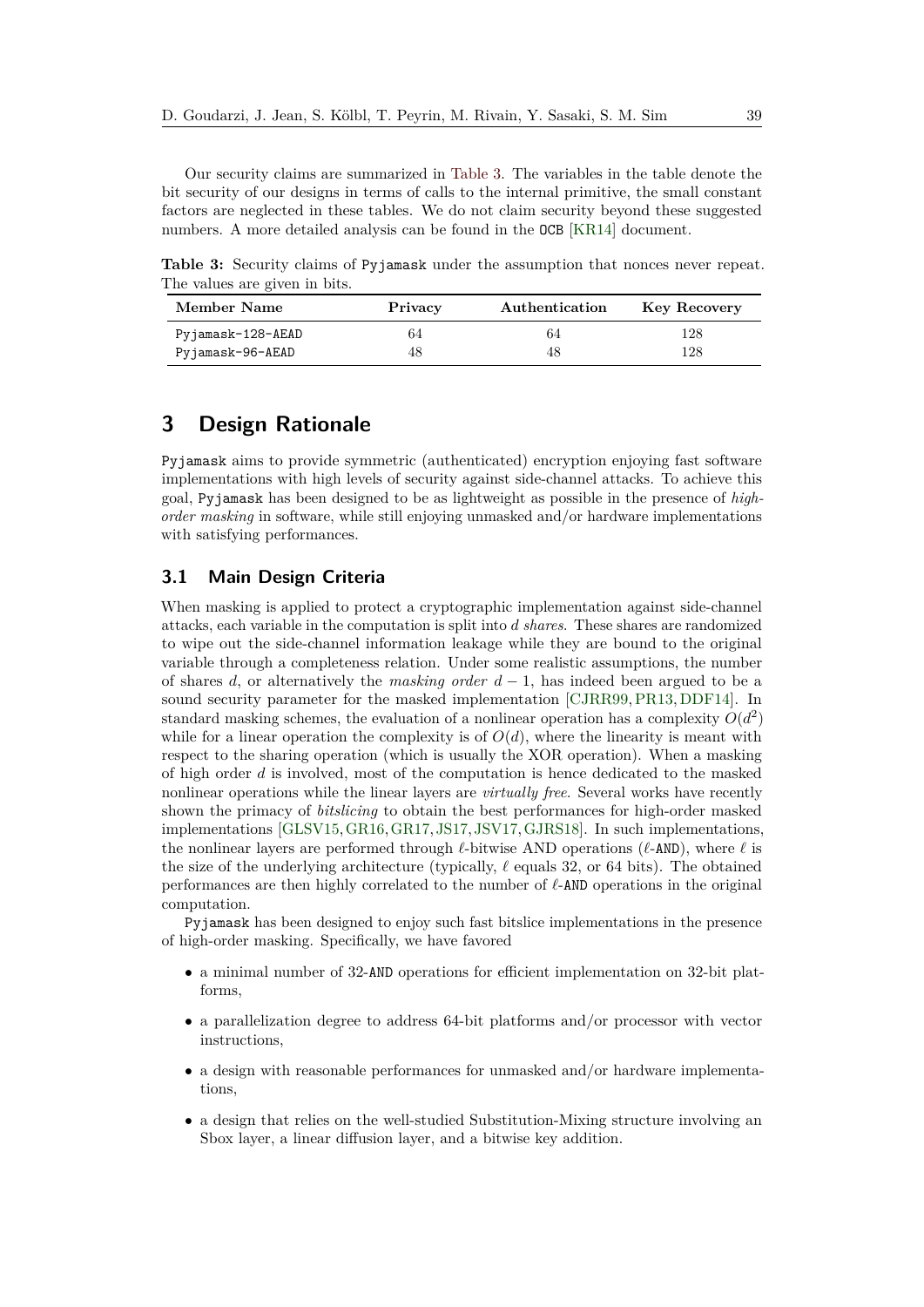Our security claims are summarized in Table 3. The variables in the table denote the bit security of our designs in terms of calls to the internal primitive, the small constant factors are neglected in these tables. We do not claim security beyond these suggested numbers. A more detailed analysis can be found in the OCB [KR14] document.

**Table 3:** Security claims of Pyjamask under the assumption that nonces never repeat. The values are given in bits.

| Member Name | Privacy | Authentication | Key Recovery |
|---|---|---|---|
| Pyjamask-128-AEAD | 64 | 64 | 128 |
| Pyjamask-96-AEAD | 48 | 48 | 128 |

# 3 Design Rationale

Pyjamask aims to provide symmetric (authenticated) encryption enjoying fast software implementations with high levels of security against side-channel attacks. To achieve this goal, Pyjamask has been designed to be as lightweight as possible in the presence of *high-order masking* in software, while still enjoying unmasked and/or hardware implementations with satisfying performances.

## 3.1 Main Design Criteria

When masking is applied to protect a cryptographic implementation against side-channel attacks, each variable in the computation is split into $d$ *shares*. These shares are randomized to wipe out the side-channel information leakage while they are bound to the original variable through a completeness relation. Under some realistic assumptions, the number of shares $d$, or alternatively the *masking order* $d-1$, has indeed been argued to be a sound security parameter for the masked implementation [CJRR99, PR13, DDF14]. In standard masking schemes, the evaluation of a nonlinear operation has a complexity $O(d^2)$ while for a linear operation the complexity is of $O(d)$, where the linearity is meant with respect to the sharing operation (which is usually the XOR operation). When a masking of high order $d$ is involved, most of the computation is hence dedicated to the masked nonlinear operations while the linear layers are *virtually free*. Several works have recently shown the primacy of *bitslicing* to obtain the best performances for high-order masked implementations [GLSV15, GR16, GR17, JS17, JSV17, GJRS18]. In such implementations, the nonlinear layers are performed through $\ell$-bitwise AND operations ($\ell$-AND), where $\ell$ is the size of the underlying architecture (typically, $\ell$ equals 32, or 64 bits). The obtained performances are then highly correlated to the number of $\ell$-AND operations in the original computation.

Pyjamask has been designed to enjoy such fast bitslice implementations in the presence of high-order masking. Specifically, we have favored

- a minimal number of 32-AND operations for efficient implementation on 32-bit platforms,
- a parallelization degree to address 64-bit platforms and/or processor with vector instructions,
- a design with reasonable performances for unmasked and/or hardware implementations,
- a design that relies on the well-studied Substitution-Mixing structure involving an Sbox layer, a linear diffusion layer, and a bitwise key addition.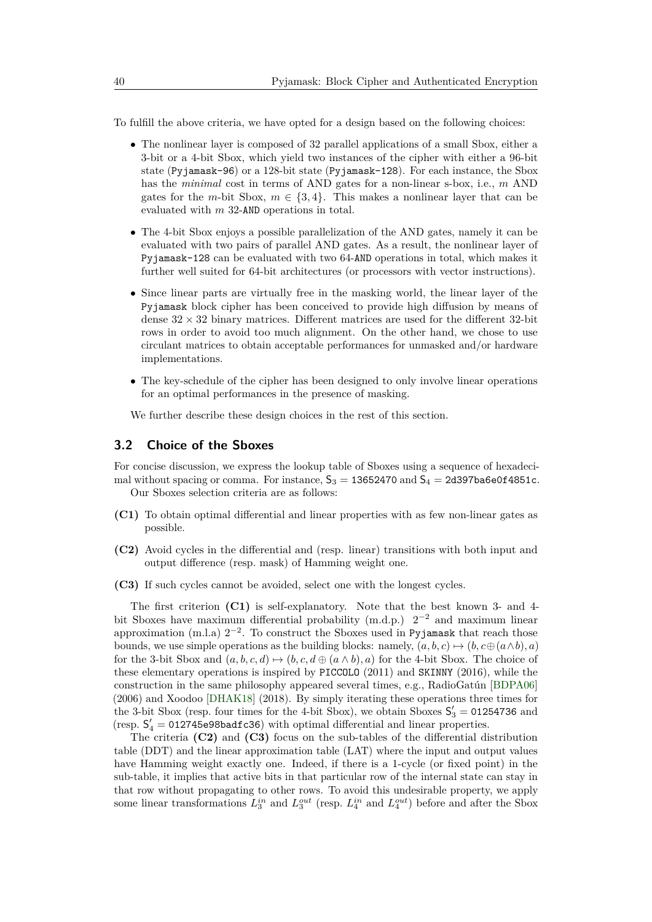To fulfill the above criteria, we have opted for a design based on the following choices:

- The nonlinear layer is composed of 32 parallel applications of a small Sbox, either a 3-bit or a 4-bit Sbox, which yield two instances of the cipher with either a 96-bit state (`Pyjamask-96`) or a 128-bit state (`Pyjamask-128`). For each instance, the Sbox has the *minimal* cost in terms of AND gates for a non-linear s-box, i.e., $m$ AND gates for the $m$-bit Sbox, $m \in \{3, 4\}$. This makes a nonlinear layer that can be evaluated with $m$ 32-`AND` operations in total.
- The 4-bit Sbox enjoys a possible parallelization of the AND gates, namely it can be evaluated with two pairs of parallel AND gates. As a result, the nonlinear layer of `Pyjamask-128` can be evaluated with two 64-`AND` operations in total, which makes it further well suited for 64-bit architectures (or processors with vector instructions).
- Since linear parts are virtually free in the masking world, the linear layer of the `Pyjamask` block cipher has been conceived to provide high diffusion by means of dense $32 \times 32$ binary matrices. Different matrices are used for the different 32-bit rows in order to avoid too much alignment. On the other hand, we chose to use circulant matrices to obtain acceptable performances for unmasked and/or hardware implementations.
- The key-schedule of the cipher has been designed to only involve linear operations for an optimal performances in the presence of masking.

We further describe these design choices in the rest of this section.

## 3.2 Choice of the Sboxes

For concise discussion, we express the lookup table of Sboxes using a sequence of hexadecimal without spacing or comma. For instance, $\mathsf{S}_3 =$ `13652470` and $\mathsf{S}_4 =$ `2d397ba6e0f4851c`.

Our Sboxes selection criteria are as follows:

**(C1)** To obtain optimal differential and linear properties with as few non-linear gates as possible.

**(C2)** Avoid cycles in the differential and (resp. linear) transitions with both input and output difference (resp. mask) of Hamming weight one.

**(C3)** If such cycles cannot be avoided, select one with the longest cycles.

The first criterion **(C1)** is self-explanatory. Note that the best known 3- and 4-bit Sboxes have maximum differential probability (m.d.p.) $2^{-2}$ and maximum linear approximation (m.l.a) $2^{-2}$. To construct the Sboxes used in `Pyjamask` that reach those bounds, we use simple operations as the building blocks: namely, $(a, b, c) \mapsto (b, c \oplus (a \wedge b), a)$ for the 3-bit Sbox and $(a, b, c, d) \mapsto (b, c, d \oplus (a \wedge b), a)$ for the 4-bit Sbox. The choice of these elementary operations is inspired by `PICCOLO` (2011) and `SKINNY` (2016), while the construction in the same philosophy appeared several times, e.g., RadioGatún [BDPA06] (2006) and Xoodoo [DHAK18] (2018). By simply iterating these operations three times for the 3-bit Sbox (resp. four times for the 4-bit Sbox), we obtain Sboxes $\mathsf{S}'_3 =$ `01254736` and (resp. $\mathsf{S}'_4 =$ `012745e98badfc36`) with optimal differential and linear properties.

The criteria **(C2)** and **(C3)** focus on the sub-tables of the differential distribution table (DDT) and the linear approximation table (LAT) where the input and output values have Hamming weight exactly one. Indeed, if there is a 1-cycle (or fixed point) in the sub-table, it implies that active bits in that particular row of the internal state can stay in that row without propagating to other rows. To avoid this undesirable property, we apply some linear transformations $L_3^{in}$ and $L_3^{out}$ (resp. $L_4^{in}$ and $L_4^{out}$) before and after the Sbox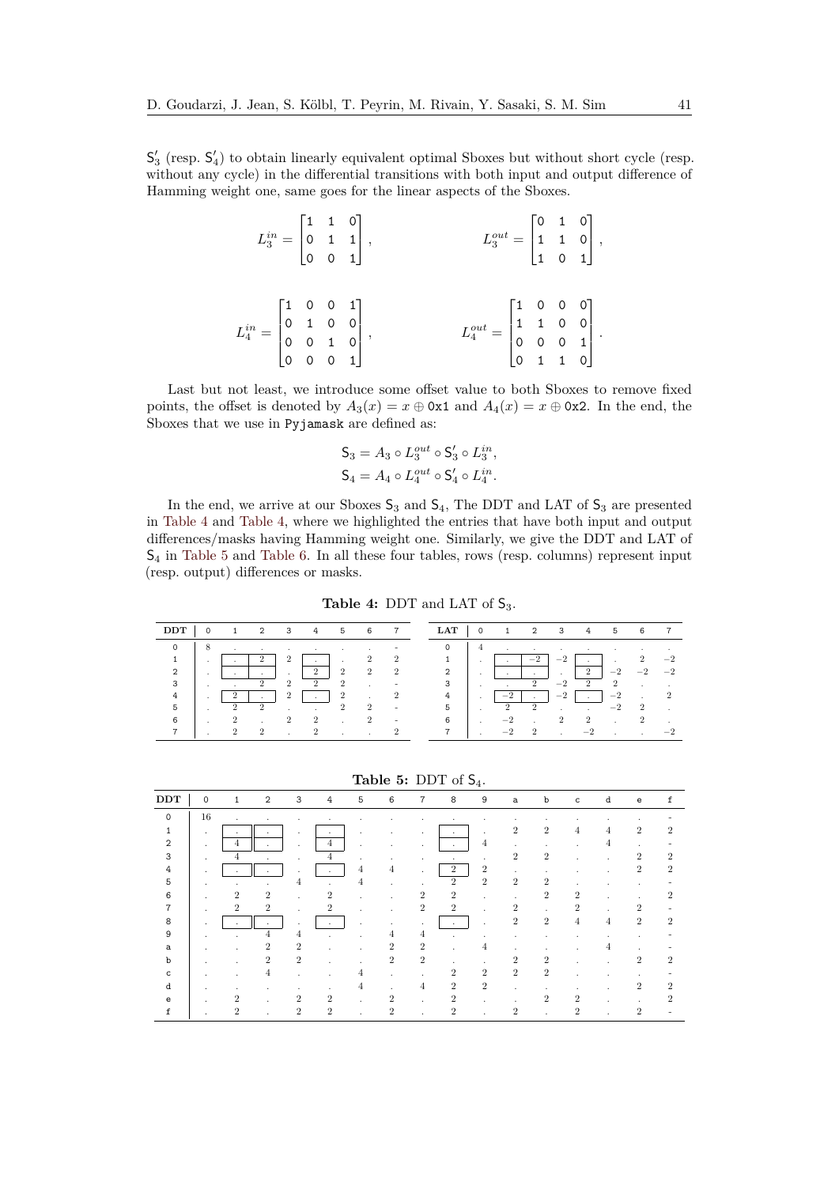$S'_3$ (resp. $S'_4$) to obtain linearly equivalent optimal Sboxes but without short cycle (resp. without any cycle) in the differential transitions with both input and output difference of Hamming weight one, same goes for the linear aspects of the Sboxes.

$$L_3^{in} = \begin{bmatrix} 1 & 1 & 0 \\ 0 & 1 & 1 \\ 0 & 0 & 1 \end{bmatrix}, \qquad L_3^{out} = \begin{bmatrix} 0 & 1 & 0 \\ 1 & 1 & 0 \\ 1 & 0 & 1 \end{bmatrix},$$

$$L_4^{in} = \begin{bmatrix} 1 & 0 & 0 & 1 \\ 0 & 1 & 0 & 0 \\ 0 & 0 & 1 & 0 \\ 0 & 0 & 0 & 1 \end{bmatrix}, \qquad L_4^{out} = \begin{bmatrix} 1 & 0 & 0 & 0 \\ 1 & 1 & 0 & 0 \\ 0 & 0 & 0 & 1 \\ 0 & 1 & 1 & 0 \end{bmatrix}.$$

Last but not least, we introduce some offset value to both Sboxes to remove fixed points, the offset is denoted by $A_3(x) = x \oplus \texttt{0x1}$ and $A_4(x) = x \oplus \texttt{0x2}$. In the end, the Sboxes that we use in `Pyjamask` are defined as:

$$S_3 = A_3 \circ L_3^{out} \circ S'_3 \circ L_3^{in},$$
$$S_4 = A_4 \circ L_4^{out} \circ S'_4 \circ L_4^{in}.$$

In the end, we arrive at our Sboxes $S_3$ and $S_4$, The DDT and LAT of $S_3$ are presented in Table 4 and Table 4, where we highlighted the entries that have both input and output differences/masks having Hamming weight one. Similarly, we give the DDT and LAT of $S_4$ in Table 5 and Table 6. In all these four tables, rows (resp. columns) represent input (resp. output) differences or masks.

**Table 4:** DDT and LAT of $S_3$.

| DDT | 0 | 1 | 2 | 3 | 4 | 5 | 6 | 7 |
|---|---|---|---|---|---|---|---|---|
| 0 | 8 | . | . | . | . | . | . | . |
| 1 | . | . | 2 | 2 | . | . | 2 | 2 |
| 2 | . | . | . | . | 2 | 2 | 2 | 2 |
| 3 | . | . | 2 | 2 | 2 | 2 | . | . |
| 4 | . | 2 | . | 2 | . | 2 | . | 2 |
| 5 | . | 2 | 2 | . | . | 2 | 2 | . |
| 6 | . | 2 | . | 2 | 2 | . | 2 | . |
| 7 | . | 2 | 2 | . | 2 | . | . | 2 |

| LAT | 0 | 1 | 2 | 3 | 4 | 5 | 6 | 7 |
|---|---|---|---|---|---|---|---|---|
| 0 | 4 | . | . | . | . | . | . | . |
| 1 | . | . | −2 | −2 | . | . | 2 | −2 |
| 2 | . | . | . | . | 2 | −2 | −2 | −2 |
| 3 | . | . | 2 | −2 | 2 | 2 | . | . |
| 4 | . | −2 | . | −2 | . | −2 | . | 2 |
| 5 | . | 2 | 2 | . | . | −2 | 2 | . |
| 6 | . | −2 | . | 2 | 2 | . | 2 | . |
| 7 | . | −2 | 2 | . | −2 | . | . | −2 |

**Table 5:** DDT of $S_4$.

| DDT | 0 | 1 | 2 | 3 | 4 | 5 | 6 | 7 | 8 | 9 | a | b | c | d | e | f |
|---|---|---|---|---|---|---|---|---|---|---|---|---|---|---|---|---|
| 0 | 16 | . | . | . | . | . | . | . | . | . | . | . | . | . | . | . |
| 1 | . | . | . | . | . | . | . | . | . | . | 2 | 2 | 4 | 4 | 2 | 2 |
| 2 | . | 4 | . | . | 4 | . | . | . | . | 4 | . | . | . | 4 | . | . |
| 3 | . | 4 | . | . | 4 | . | . | . | . | . | 2 | 2 | . | . | 2 | 2 |
| 4 | . | . | . | . | . | 4 | 4 | . | 2 | 2 | . | . | . | . | 2 | 2 |
| 5 | . | . | . | 4 | . | 4 | . | . | 2 | 2 | 2 | 2 | . | . | . | . |
| 6 | . | 2 | 2 | . | 2 | . | . | 2 | 2 | . | . | 2 | 2 | . | . | 2 |
| 7 | . | 2 | 2 | . | 2 | . | . | 2 | 2 | . | 2 | . | 2 | . | 2 | . |
| 8 | . | . | . | . | . | . | . | . | . | . | 2 | 2 | 4 | 4 | 2 | 2 |
| 9 | . | . | 4 | 4 | . | . | 4 | 4 | . | . | . | . | . | . | . | . |
| a | . | . | 2 | 2 | . | . | 2 | 2 | . | 4 | . | . | . | 4 | . | . |
| b | . | . | 2 | 2 | . | . | 2 | 2 | . | . | 2 | 2 | . | . | 2 | 2 |
| c | . | . | 4 | . | . | 4 | . | . | 2 | 2 | 2 | 2 | . | . | . | . |
| d | . | . | . | . | . | 4 | . | 4 | 2 | 2 | . | . | . | . | 2 | 2 |
| e | . | 2 | . | 2 | 2 | . | 2 | . | 2 | . | . | 2 | 2 | . | . | 2 |
| f | . | 2 | . | 2 | 2 | . | 2 | . | 2 | . | 2 | . | 2 | . | 2 | . |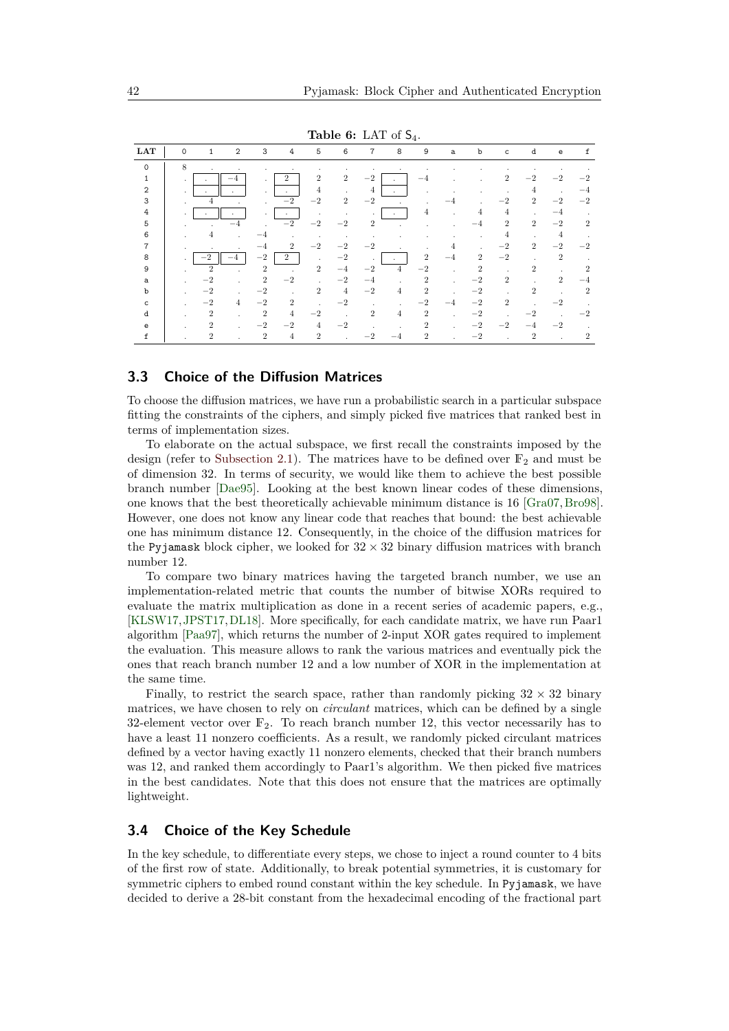**Table 6:** LAT of $S_4$.

| LAT | 0 | 1 | 2 | 3 | 4 | 5 | 6 | 7 | 8 | 9 | a | b | c | d | e | f |
|---|---|---|---|---|---|---|---|---|---|---|---|---|---|---|---|---|
| 0 | 8 | . | . | . | . | . | . | . | . | . | . | . | . | . | . | . |
| 1 | . | . | −4 | . | 2 | 2 | 2 | −2 | . | −4 | . | . | 2 | −2 | −2 | −2 |
| 2 | . | . | . | . | . | 4 | . | 4 | . | . | . | . | . | 4 | . | −4 |
| 3 | . | 4 | . | . | −2 | −2 | 2 | −2 | . | . | −4 | . | −2 | 2 | −2 | −2 |
| 4 | . | . | . | . | . | . | . | . | . | 4 | . | 4 | 4 | . | −4 | . |
| 5 | . | . | −4 | . | −2 | −2 | −2 | 2 | . | . | . | −4 | 2 | 2 | −2 | 2 |
| 6 | . | 4 | . | −4 | . | . | . | . | . | . | . | . | 4 | . | 4 | . |
| 7 | . | . | . | −4 | 2 | −2 | −2 | −2 | . | . | 4 | . | −2 | 2 | −2 | −2 |
| 8 | . | −2 | −4 | −2 | 2 | . | −2 | . | . | 2 | −4 | 2 | −2 | . | 2 | . |
| 9 | . | 2 | . | 2 | . | 2 | −4 | −2 | 4 | −2 | . | 2 | . | 2 | . | 2 |
| a | . | −2 | . | 2 | −2 | . | −2 | −4 | . | 2 | . | −2 | 2 | . | 2 | −4 |
| b | . | −2 | . | −2 | . | 2 | 4 | −2 | 4 | 2 | . | −2 | . | 2 | . | 2 |
| c | . | −2 | 4 | −2 | 2 | . | −2 | . | . | −2 | −4 | −2 | 2 | . | −2 | . |
| d | . | 2 | . | 2 | 4 | −2 | . | 2 | 4 | 2 | . | −2 | . | −2 | . | −2 |
| e | . | 2 | . | −2 | −2 | 4 | −2 | . | . | 2 | . | −2 | −2 | −4 | −2 | . |
| f | . | 2 | . | 2 | 4 | 2 | . | −2 | −4 | 2 | . | −2 | . | 2 | . | 2 |

### 3.3 Choice of the Diffusion Matrices

To choose the diffusion matrices, we have run a probabilistic search in a particular subspace fitting the constraints of the ciphers, and simply picked five matrices that ranked best in terms of implementation sizes.

To elaborate on the actual subspace, we first recall the constraints imposed by the design (refer to Subsection 2.1). The matrices have to be defined over $\mathbb{F}_2$ and must be of dimension 32. In terms of security, we would like them to achieve the best possible branch number [Dae95]. Looking at the best known linear codes of these dimensions, one knows that the best theoretically achievable minimum distance is 16 [Gra07, Bro98]. However, one does not know any linear code that reaches that bound: the best achievable one has minimum distance 12. Consequently, in the choice of the diffusion matrices for the `Pyjamask` block cipher, we looked for $32 \times 32$ binary diffusion matrices with branch number 12.

To compare two binary matrices having the targeted branch number, we use an implementation-related metric that counts the number of bitwise XORs required to evaluate the matrix multiplication as done in a recent series of academic papers, e.g., [KLSW17, JPST17, DL18]. More specifically, for each candidate matrix, we have run Paar1 algorithm [Paa97], which returns the number of 2-input XOR gates required to implement the evaluation. This measure allows to rank the various matrices and eventually pick the ones that reach branch number 12 and a low number of XOR in the implementation at the same time.

Finally, to restrict the search space, rather than randomly picking $32 \times 32$ binary matrices, we have chosen to rely on *circulant* matrices, which can be defined by a single 32-element vector over $\mathbb{F}_2$. To reach branch number 12, this vector necessarily has to have a least 11 nonzero coefficients. As a result, we randomly picked circulant matrices defined by a vector having exactly 11 nonzero elements, checked that their branch numbers was 12, and ranked them accordingly to Paar1's algorithm. We then picked five matrices in the best candidates. Note that this does not ensure that the matrices are optimally lightweight.

### 3.4 Choice of the Key Schedule

In the key schedule, to differentiate every steps, we chose to inject a round counter to 4 bits of the first row of state. Additionally, to break potential symmetries, it is customary for symmetric ciphers to embed round constant within the key schedule. In `Pyjamask`, we have decided to derive a 28-bit constant from the hexadecimal encoding of the fractional part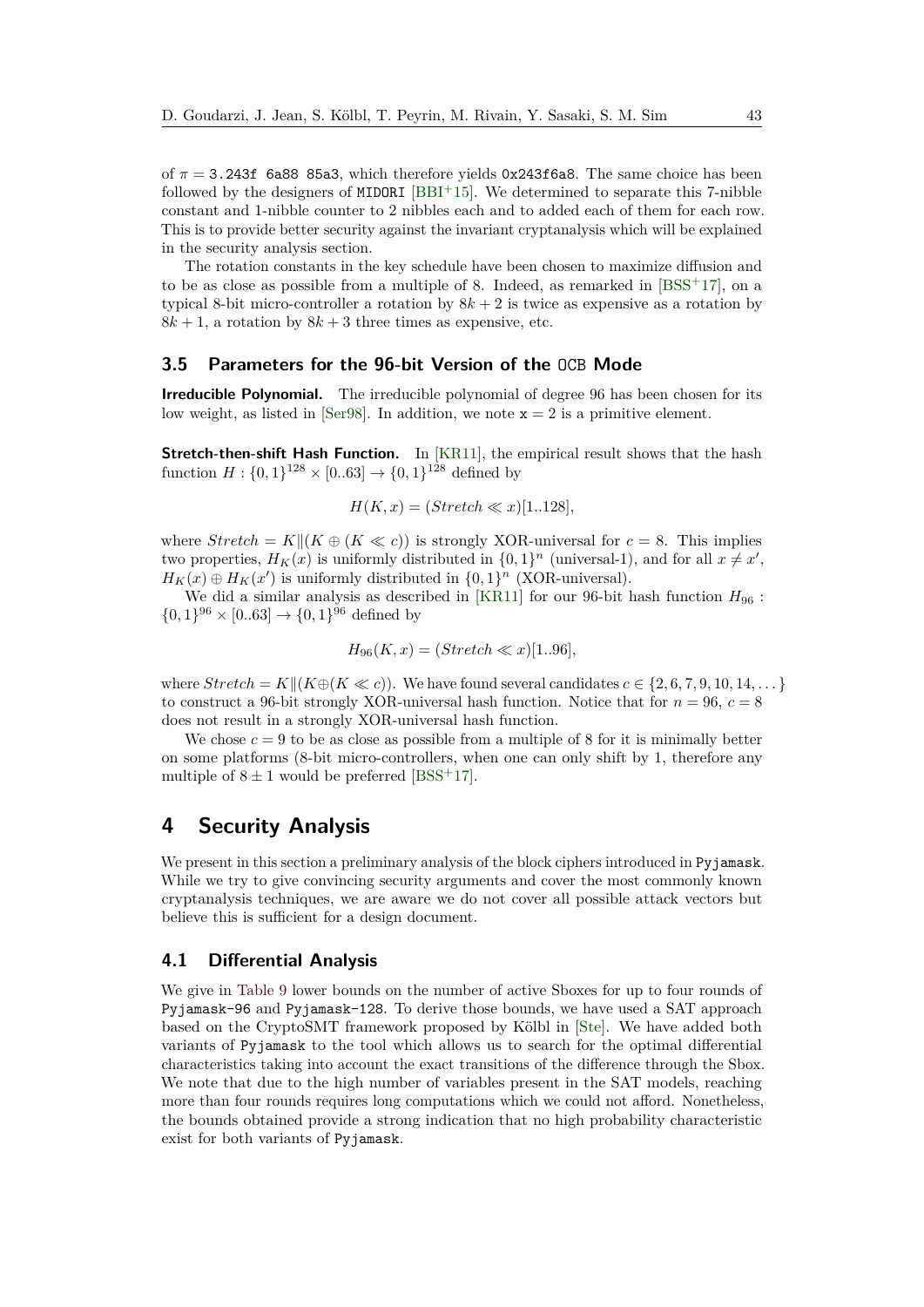of $\pi = $ 3.243f 6a88 85a3, which therefore yields 0x243f6a8. The same choice has been followed by the designers of MIDORI [BBI+15]. We determined to separate this 7-nibble constant and 1-nibble counter to 2 nibbles each and to added each of them for each row. This is to provide better security against the invariant cryptanalysis which will be explained in the security analysis section.

The rotation constants in the key schedule have been chosen to maximize diffusion and to be as close as possible from a multiple of 8. Indeed, as remarked in [BSS+17], on a typical 8-bit micro-controller a rotation by $8k + 2$ is twice as expensive as a rotation by $8k + 1$, a rotation by $8k + 3$ three times as expensive, etc.

### 3.5 Parameters for the 96-bit Version of the OCB Mode

**Irreducible Polynomial.** The irreducible polynomial of degree 96 has been chosen for its low weight, as listed in [Ser98]. In addition, we note $\mathtt{x} = 2$ is a primitive element.

**Stretch-then-shift Hash Function.** In [KR11], the empirical result shows that the hash function $H : \{0,1\}^{128} \times [0..63] \rightarrow \{0,1\}^{128}$ defined by

$$H(K, x) = (Stretch \ll x)[1..128],$$

where $Stretch = K \| (K \oplus (K \ll c))$ is strongly XOR-universal for $c = 8$. This implies two properties, $H_K(x)$ is uniformly distributed in $\{0,1\}^n$ (universal-1), and for all $x \neq x'$, $H_K(x) \oplus H_K(x')$ is uniformly distributed in $\{0,1\}^n$ (XOR-universal).

We did a similar analysis as described in [KR11] for our 96-bit hash function $H_{96} : \{0,1\}^{96} \times [0..63] \rightarrow \{0,1\}^{96}$ defined by

$$H_{96}(K, x) = (Stretch \ll x)[1..96],$$

where $Stretch = K \| (K \oplus (K \ll c))$. We have found several candidates $c \in \{2, 6, 7, 9, 10, 14, \dots\}$ to construct a 96-bit strongly XOR-universal hash function. Notice that for $n = 96$, $c = 8$ does not result in a strongly XOR-universal hash function.

We chose $c = 9$ to be as close as possible from a multiple of 8 for it is minimally better on some platforms (8-bit micro-controllers, when one can only shift by 1, therefore any multiple of $8 \pm 1$ would be preferred [BSS+17].

## 4 Security Analysis

We present in this section a preliminary analysis of the block ciphers introduced in Pyjamask. While we try to give convincing security arguments and cover the most commonly known cryptanalysis techniques, we are aware we do not cover all possible attack vectors but believe this is sufficient for a design document.

### 4.1 Differential Analysis

We give in Table 9 lower bounds on the number of active Sboxes for up to four rounds of Pyjamask-96 and Pyjamask-128. To derive those bounds, we have used a SAT approach based on the CryptoSMT framework proposed by Kölbl in [Ste]. We have added both variants of Pyjamask to the tool which allows us to search for the optimal differential characteristics taking into account the exact transitions of the difference through the Sbox. We note that due to the high number of variables present in the SAT models, reaching more than four rounds requires long computations which we could not afford. Nonetheless, the bounds obtained provide a strong indication that no high probability characteristic exist for both variants of Pyjamask.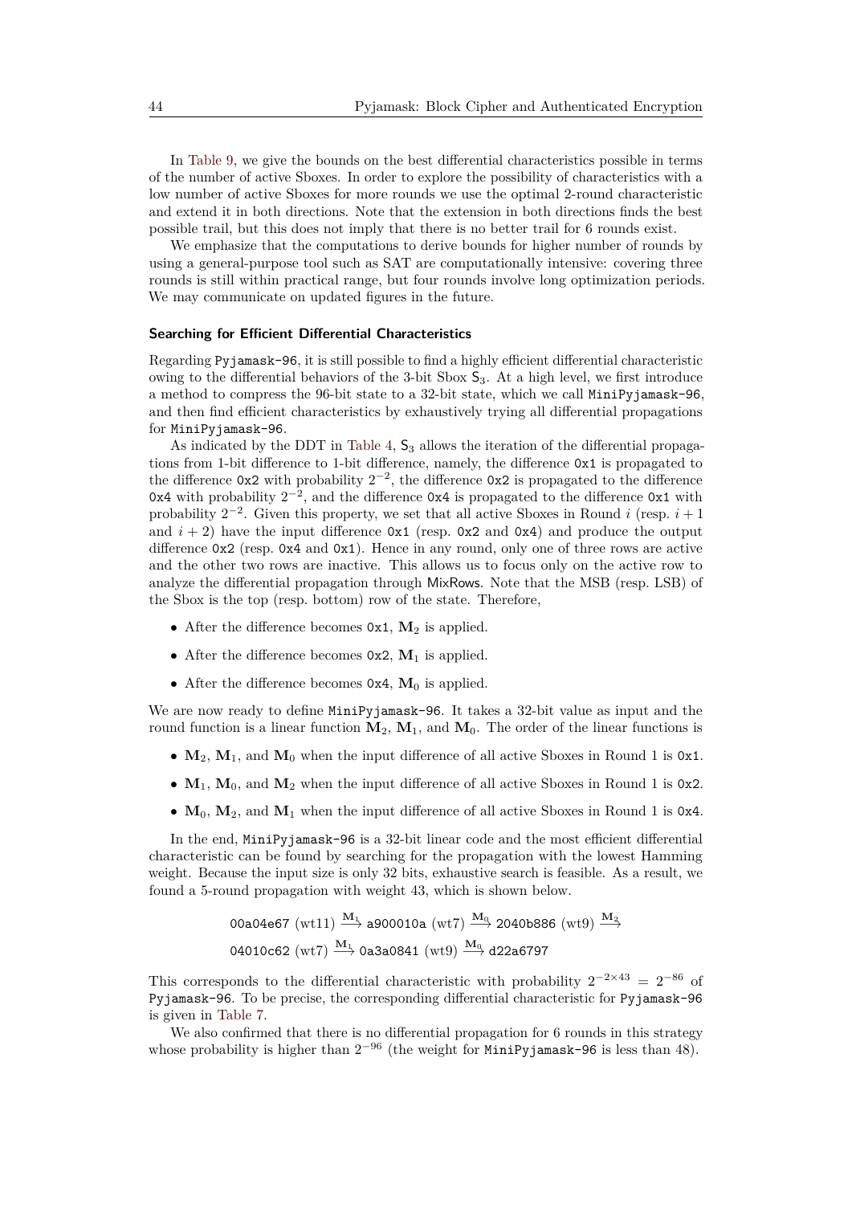In Table 9, we give the bounds on the best differential characteristics possible in terms of the number of active Sboxes. In order to explore the possibility of characteristics with a low number of active Sboxes for more rounds we use the optimal 2-round characteristic and extend it in both directions. Note that the extension in both directions finds the best possible trail, but this does not imply that there is no better trail for 6 rounds exist.

We emphasize that the computations to derive bounds for higher number of rounds by using a general-purpose tool such as SAT are computationally intensive: covering three rounds is still within practical range, but four rounds involve long optimization periods. We may communicate on updated figures in the future.

#### Searching for Efficient Differential Characteristics

Regarding `Pyjamask-96`, it is still possible to find a highly efficient differential characteristic owing to the differential behaviors of the 3-bit Sbox $\mathsf{S}_3$. At a high level, we first introduce a method to compress the 96-bit state to a 32-bit state, which we call `MiniPyjamask-96`, and then find efficient characteristics by exhaustively trying all differential propagations for `MiniPyjamask-96`.

As indicated by the DDT in Table 4, $\mathsf{S}_3$ allows the iteration of the differential propagations from 1-bit difference to 1-bit difference, namely, the difference `0x1` is propagated to the difference `0x2` with probability $2^{-2}$, the difference `0x2` is propagated to the difference `0x4` with probability $2^{-2}$, and the difference `0x4` is propagated to the difference `0x1` with probability $2^{-2}$. Given this property, we set that all active Sboxes in Round $i$ (resp. $i+1$ and $i+2$) have the input difference `0x1` (resp. `0x2` and `0x4`) and produce the output difference `0x2` (resp. `0x4` and `0x1`). Hence in any round, only one of three rows are active and the other two rows are inactive. This allows us to focus only on the active row to analyze the differential propagation through MixRows. Note that the MSB (resp. LSB) of the Sbox is the top (resp. bottom) row of the state. Therefore,

- After the difference becomes `0x1`, $\mathbf{M}_2$ is applied.
- After the difference becomes `0x2`, $\mathbf{M}_1$ is applied.
- After the difference becomes `0x4`, $\mathbf{M}_0$ is applied.

We are now ready to define `MiniPyjamask-96`. It takes a 32-bit value as input and the round function is a linear function $\mathbf{M}_2$, $\mathbf{M}_1$, and $\mathbf{M}_0$. The order of the linear functions is

- $\mathbf{M}_2$, $\mathbf{M}_1$, and $\mathbf{M}_0$ when the input difference of all active Sboxes in Round 1 is `0x1`.
- $\mathbf{M}_1$, $\mathbf{M}_0$, and $\mathbf{M}_2$ when the input difference of all active Sboxes in Round 1 is `0x2`.
- $\mathbf{M}_0$, $\mathbf{M}_2$, and $\mathbf{M}_1$ when the input difference of all active Sboxes in Round 1 is `0x4`.

In the end, `MiniPyjamask-96` is a 32-bit linear code and the most efficient differential characteristic can be found by searching for the propagation with the lowest Hamming weight. Because the input size is only 32 bits, exhaustive search is feasible. As a result, we found a 5-round propagation with weight 43, which is shown below.

$$\texttt{00a04e67}\ (\text{wt}11) \xrightarrow{\mathbf{M}_1} \texttt{a900010a}\ (\text{wt}7) \xrightarrow{\mathbf{M}_0} \texttt{2040b886}\ (\text{wt}9) \xrightarrow{\mathbf{M}_2}$$
$$\texttt{04010c62}\ (\text{wt}7) \xrightarrow{\mathbf{M}_1} \texttt{0a3a0841}\ (\text{wt}9) \xrightarrow{\mathbf{M}_0} \texttt{d22a6797}$$

This corresponds to the differential characteristic with probability $2^{-2\times 43} = 2^{-86}$ of `Pyjamask-96`. To be precise, the corresponding differential characteristic for `Pyjamask-96` is given in Table 7.

We also confirmed that there is no differential propagation for 6 rounds in this strategy whose probability is higher than $2^{-96}$ (the weight for `MiniPyjamask-96` is less than 48).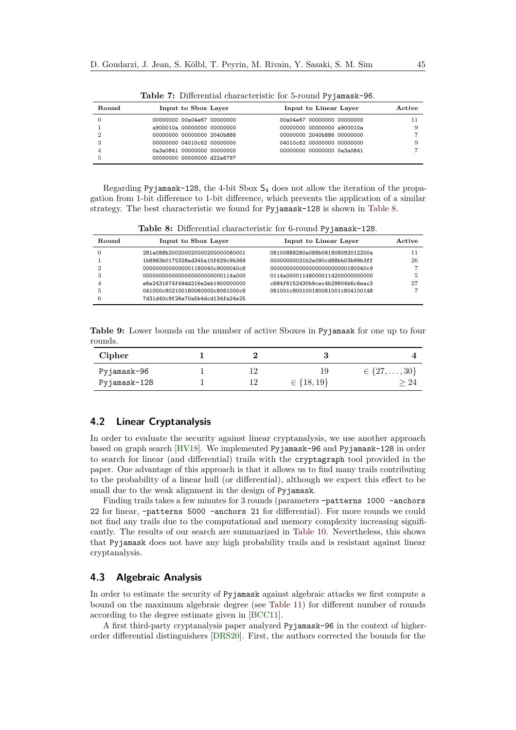**Table 7:** Differential characteristic for 5-round Pyjamask-96.

| Round | Input to Sbox Layer | Input to Linear Layer | Active |
|---|---|---|---|
| 0 | 00000000 00a04e67 00000000 | 00a04e67 00000000 00000000 | 11 |
| 1 | a900010a 00000000 00000000 | 00000000 00000000 a900010a | 9 |
| 2 | 00000000 00000000 2040b886 | 00000000 2040b886 00000000 | 7 |
| 3 | 00000000 04010c62 00000000 | 04010c62 00000000 00000000 | 9 |
| 4 | 0a3a0841 00000000 00000000 | 00000000 00000000 0a3a0841 | 7 |
| 5 | 00000000 00000000 d22a6797 | | |

Regarding Pyjamask-128, the 4-bit Sbox $S_4$ does not allow the iteration of the propagation from 1-bit difference to 1-bit difference, which prevents the application of a similar strategy. The best characteristic we found for Pyjamask-128 is shown in Table 8.

**Table 8:** Differential characteristic for 6-round Pyjamask-128.

| Round | Input to Sbox Layer | Input to Linear Layer | Active |
|---|---|---|---|
| 0 | 281a088b200200020000200000080001 | 08100888280a088b081808092012200a | 11 |
| 1 | 1b8983b0175328ad345a10f629c9b369 | 00000000031b2a090cd88bb03b99b3ff | 26 |
| 2 | 000000000000001180040c9000040c8 | 00000000000000000000000180040c9 | 7 |
| 3 | 0000000000000000000000000114a000 | 0114a00001148000114200000000000 | 5 |
| 4 | e6e2431674f49dd216e2eb1900000000 | c684f6152430b9cec4b29804b6c6eac3 | 27 |
| 5 | 041000c802100180060000c8061000c8 | 061001c800100180061001c804100148 | 7 |
| 6 | 7d31d40c9f26e70a5b4dcd134fa24e25 | | |

**Table 9:** Lower bounds on the number of active Sboxes in Pyjamask for one up to four rounds.

| Cipher | 1 | 2 | 3 | 4 |
|---|---|---|---|---|
| Pyjamask-96 | 1 | 12 | 19 | $\in \{27, \ldots, 30\}$ |
| Pyjamask-128 | 1 | 12 | $\in \{18, 19\}$ | $\geq 24$ |

## 4.2 Linear Cryptanalysis

In order to evaluate the security against linear cryptanalysis, we use another approach based on graph search [HV18]. We implemented Pyjamask-96 and Pyjamask-128 in order to search for linear (and differential) trails with the cryptagraph tool provided in the paper. One advantage of this approach is that it allows us to find many trails contributing to the probability of a linear hull (or differential), although we expect this effect to be small due to the weak alignment in the design of Pyjamask.

Finding trails takes a few minutes for 3 rounds (parameters -patterns 1000 -anchors 22 for linear, -patterns 5000 -anchors 21 for differential). For more rounds we could not find any trails due to the computational and memory complexity increasing significantly. The results of our search are summarized in Table 10. Nevertheless, this shows that Pyjamask does not have any high probability trails and is resistant against linear cryptanalysis.

## 4.3 Algebraic Analysis

In order to estimate the security of Pyjamask against algebraic attacks we first compute a bound on the maximum algebraic degree (see Table 11) for different number of rounds according to the degree estimate given in [BCC11].

A first third-party cryptanalysis paper analyzed Pyjamask-96 in the context of higher-order differential distinguishers [DRS20]. First, the authors corrected the bounds for the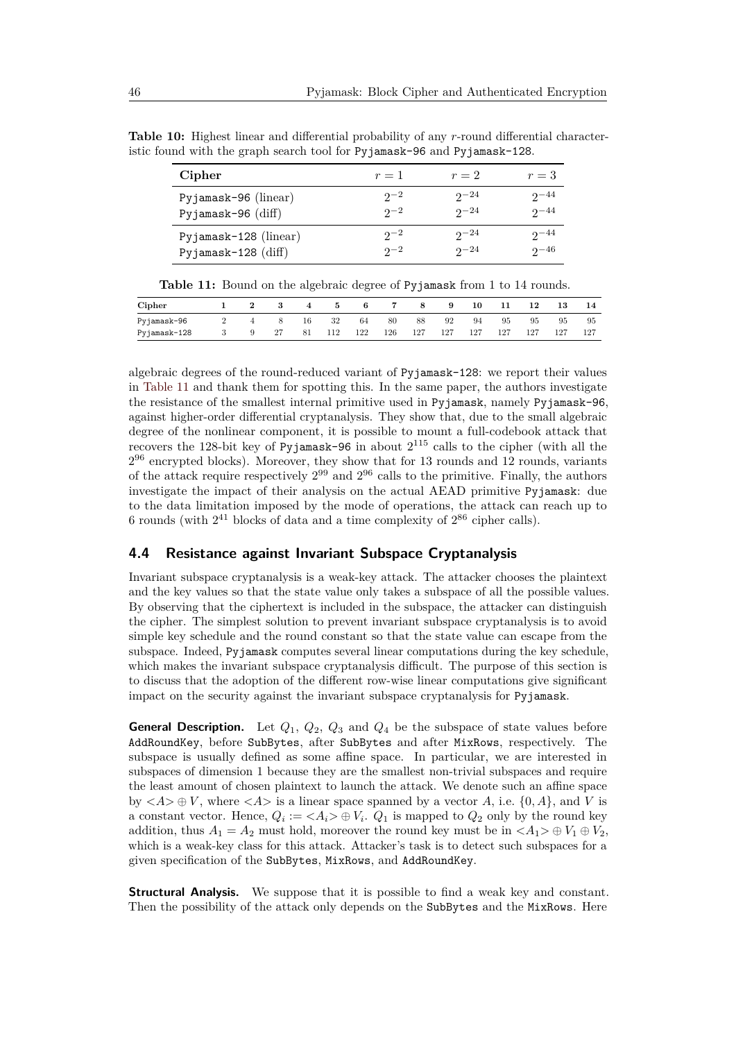**Table 10:** Highest linear and differential probability of any $r$-round differential characteristic found with the graph search tool for `Pyjamask-96` and `Pyjamask-128`.

| Cipher | $r = 1$ | $r = 2$ | $r = 3$ |
|---|---|---|---|
| `Pyjamask-96` (linear) | $2^{-2}$ | $2^{-24}$ | $2^{-44}$ |
| `Pyjamask-96` (diff) | $2^{-2}$ | $2^{-24}$ | $2^{-44}$ |
| `Pyjamask-128` (linear) | $2^{-2}$ | $2^{-24}$ | $2^{-44}$ |
| `Pyjamask-128` (diff) | $2^{-2}$ | $2^{-24}$ | $2^{-46}$ |

**Table 11:** Bound on the algebraic degree of `Pyjamask` from 1 to 14 rounds.

| Cipher | 1 | 2 | 3 | 4 | 5 | 6 | 7 | 8 | 9 | 10 | 11 | 12 | 13 | 14 |
|---|---|---|---|---|---|---|---|---|---|---|---|---|---|---|
| `Pyjamask-96` | 2 | 4 | 8 | 16 | 32 | 64 | 80 | 88 | 92 | 94 | 95 | 95 | 95 | 95 |
| `Pyjamask-128` | 3 | 9 | 27 | 81 | 112 | 122 | 126 | 127 | 127 | 127 | 127 | 127 | 127 | 127 |

algebraic degrees of the round-reduced variant of `Pyjamask-128`: we report their values in Table 11 and thank them for spotting this. In the same paper, the authors investigate the resistance of the smallest internal primitive used in `Pyjamask`, namely `Pyjamask-96`, against higher-order differential cryptanalysis. They show that, due to the small algebraic degree of the nonlinear component, it is possible to mount a full-codebook attack that recovers the 128-bit key of `Pyjamask-96` in about $2^{115}$ calls to the cipher (with all the $2^{96}$ encrypted blocks). Moreover, they show that for 13 rounds and 12 rounds, variants of the attack require respectively $2^{99}$ and $2^{96}$ calls to the primitive. Finally, the authors investigate the impact of their analysis on the actual AEAD primitive `Pyjamask`: due to the data limitation imposed by the mode of operations, the attack can reach up to 6 rounds (with $2^{41}$ blocks of data and a time complexity of $2^{86}$ cipher calls).

### 4.4 Resistance against Invariant Subspace Cryptanalysis

Invariant subspace cryptanalysis is a weak-key attack. The attacker chooses the plaintext and the key values so that the state value only takes a subspace of all the possible values. By observing that the ciphertext is included in the subspace, the attacker can distinguish the cipher. The simplest solution to prevent invariant subspace cryptanalysis is to avoid simple key schedule and the round constant so that the state value can escape from the subspace. Indeed, `Pyjamask` computes several linear computations during the key schedule, which makes the invariant subspace cryptanalysis difficult. The purpose of this section is to discuss that the adoption of the different row-wise linear computations give significant impact on the security against the invariant subspace cryptanalysis for `Pyjamask`.

**General Description.** Let $Q_1$, $Q_2$, $Q_3$ and $Q_4$ be the subspace of state values before `AddRoundKey`, before `SubBytes`, after `SubBytes` and after `MixRows`, respectively. The subspace is usually defined as some affine space. In particular, we are interested in subspaces of dimension 1 because they are the smallest non-trivial subspaces and require the least amount of chosen plaintext to launch the attack. We denote such an affine space by $<A> \oplus V$, where $<A>$ is a linear space spanned by a vector $A$, i.e. $\{0, A\}$, and $V$ is a constant vector. Hence, $Q_i := <A_i> \oplus V_i$. $Q_1$ is mapped to $Q_2$ only by the round key addition, thus $A_1 = A_2$ must hold, moreover the round key must be in $<A_1> \oplus V_1 \oplus V_2$, which is a weak-key class for this attack. Attacker's task is to detect such subspaces for a given specification of the `SubBytes`, `MixRows`, and `AddRoundKey`.

**Structural Analysis.** We suppose that it is possible to find a weak key and constant. Then the possibility of the attack only depends on the `SubBytes` and the `MixRows`. Here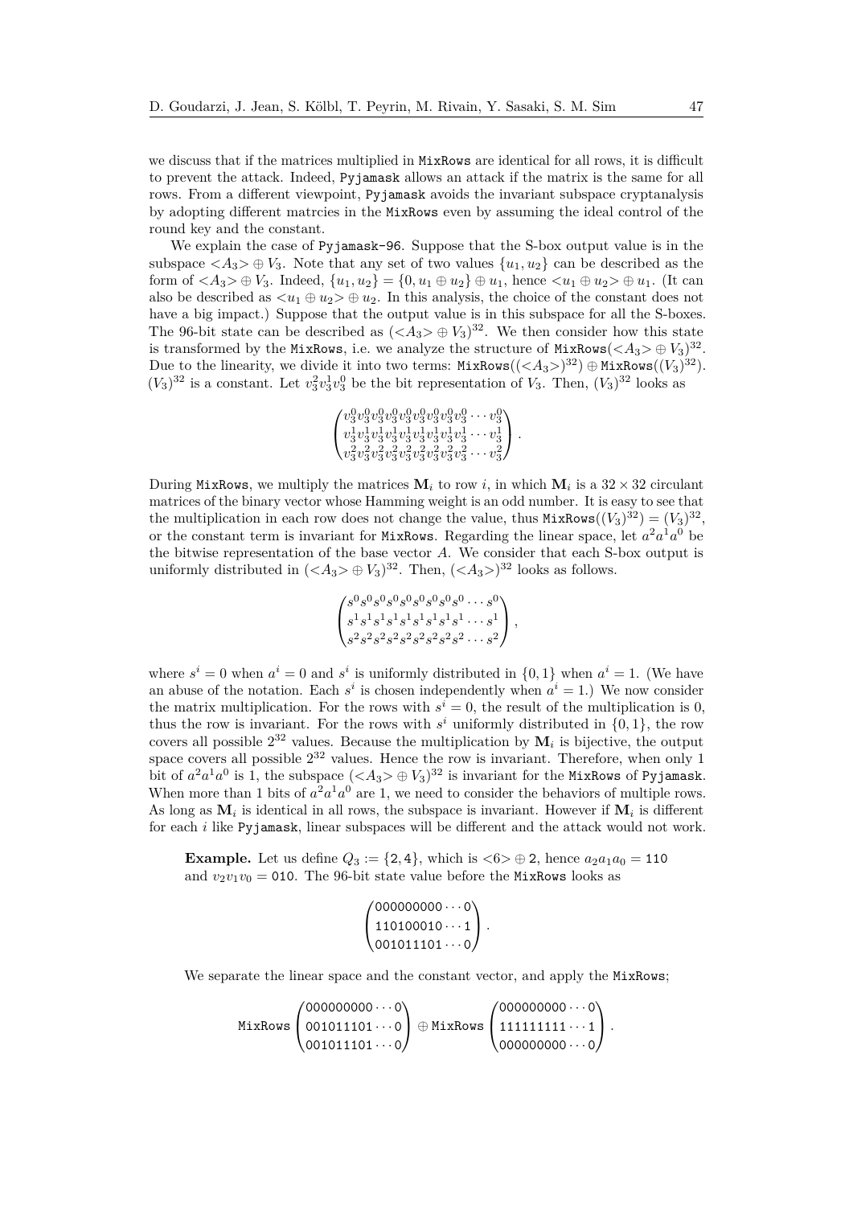we discuss that if the matrices multiplied in MixRows are identical for all rows, it is difficult to prevent the attack. Indeed, Pyjamask allows an attack if the matrix is the same for all rows. From a different viewpoint, Pyjamask avoids the invariant subspace cryptanalysis by adopting different matrcies in the MixRows even by assuming the ideal control of the round key and the constant.

We explain the case of Pyjamask-96. Suppose that the S-box output value is in the subspace $<A_3> \oplus V_3$. Note that any set of two values $\{u_1, u_2\}$ can be described as the form of $<A_3> \oplus V_3$. Indeed, $\{u_1, u_2\} = \{0, u_1 \oplus u_2\} \oplus u_1$, hence $<u_1 \oplus u_2> \oplus u_1$. (It can also be described as $<u_1 \oplus u_2> \oplus u_2$. In this analysis, the choice of the constant does not have a big impact.) Suppose that the output value is in this subspace for all the S-boxes. The 96-bit state can be described as $(<A_3> \oplus V_3)^{32}$. We then consider how this state is transformed by the MixRows, i.e. we analyze the structure of $\texttt{MixRows}(<A_3> \oplus V_3)^{32}$. Due to the linearity, we divide it into two terms: $\texttt{MixRows}((<A_3>)^{32}) \oplus \texttt{MixRows}((V_3)^{32})$. $(V_3)^{32}$ is a constant. Let $v_3^2 v_3^1 v_3^0$ be the bit representation of $V_3$. Then, $(V_3)^{32}$ looks as

$$\begin{pmatrix} v_3^0 v_3^0 v_3^0 v_3^0 v_3^0 v_3^0 v_3^0 v_3^0 v_3^0 \cdots v_3^0 \\ v_3^1 v_3^1 v_3^1 v_3^1 v_3^1 v_3^1 v_3^1 v_3^1 v_3^1 \cdots v_3^1 \\ v_3^2 v_3^2 v_3^2 v_3^2 v_3^2 v_3^2 v_3^2 v_3^2 v_3^2 \cdots v_3^2 \end{pmatrix}.$$

During MixRows, we multiply the matrices $\mathbf{M}_i$ to row $i$, in which $\mathbf{M}_i$ is a $32 \times 32$ circulant matrices of the binary vector whose Hamming weight is an odd number. It is easy to see that the multiplication in each row does not change the value, thus $\texttt{MixRows}((V_3)^{32}) = (V_3)^{32}$, or the constant term is invariant for MixRows. Regarding the linear space, let $a^2 a^1 a^0$ be the bitwise representation of the base vector $A$. We consider that each S-box output is uniformly distributed in $(<A_3> \oplus V_3)^{32}$. Then, $(<A_3>)^{32}$ looks as follows.

$$\begin{pmatrix} s^0 s^0 s^0 s^0 s^0 s^0 s^0 s^0 s^0 \cdots s^0 \\ s^1 s^1 s^1 s^1 s^1 s^1 s^1 s^1 s^1 \cdots s^1 \\ s^2 s^2 s^2 s^2 s^2 s^2 s^2 s^2 s^2 \cdots s^2 \end{pmatrix},$$

where $s^i = 0$ when $a^i = 0$ and $s^i$ is uniformly distributed in $\{0, 1\}$ when $a^i = 1$. (We have an abuse of the notation. Each $s^i$ is chosen independently when $a^i = 1$.) We now consider the matrix multiplication. For the rows with $s^i = 0$, the result of the multiplication is 0, thus the row is invariant. For the rows with $s^i$ uniformly distributed in $\{0, 1\}$, the row covers all possible $2^{32}$ values. Because the multiplication by $\mathbf{M}_i$ is bijective, the output space covers all possible $2^{32}$ values. Hence the row is invariant. Therefore, when only 1 bit of $a^2 a^1 a^0$ is 1, the subspace $(<A_3> \oplus V_3)^{32}$ is invariant for the MixRows of Pyjamask. When more than 1 bits of $a^2 a^1 a^0$ are 1, we need to consider the behaviors of multiple rows. As long as $\mathbf{M}_i$ is identical in all rows, the subspace is invariant. However if $\mathbf{M}_i$ is different for each $i$ like Pyjamask, linear subspaces will be different and the attack would not work.

> **Example.** Let us define $Q_3 := \{2, 4\}$, which is $<6> \oplus 2$, hence $a_2 a_1 a_0 = 110$ and $v_2 v_1 v_0 = 010$. The 96-bit state value before the MixRows looks as
>
> $$\begin{pmatrix} 000000000 \cdots 0 \\ 110100010 \cdots 1 \\ 001011101 \cdots 0 \end{pmatrix}.$$
>
> We separate the linear space and the constant vector, and apply the MixRows;
>
> $$\texttt{MixRows} \begin{pmatrix} 000000000 \cdots 0 \\ 001011101 \cdots 0 \\ 001011101 \cdots 0 \end{pmatrix} \oplus \texttt{MixRows} \begin{pmatrix} 000000000 \cdots 0 \\ 111111111 \cdots 1 \\ 000000000 \cdots 0 \end{pmatrix}.$$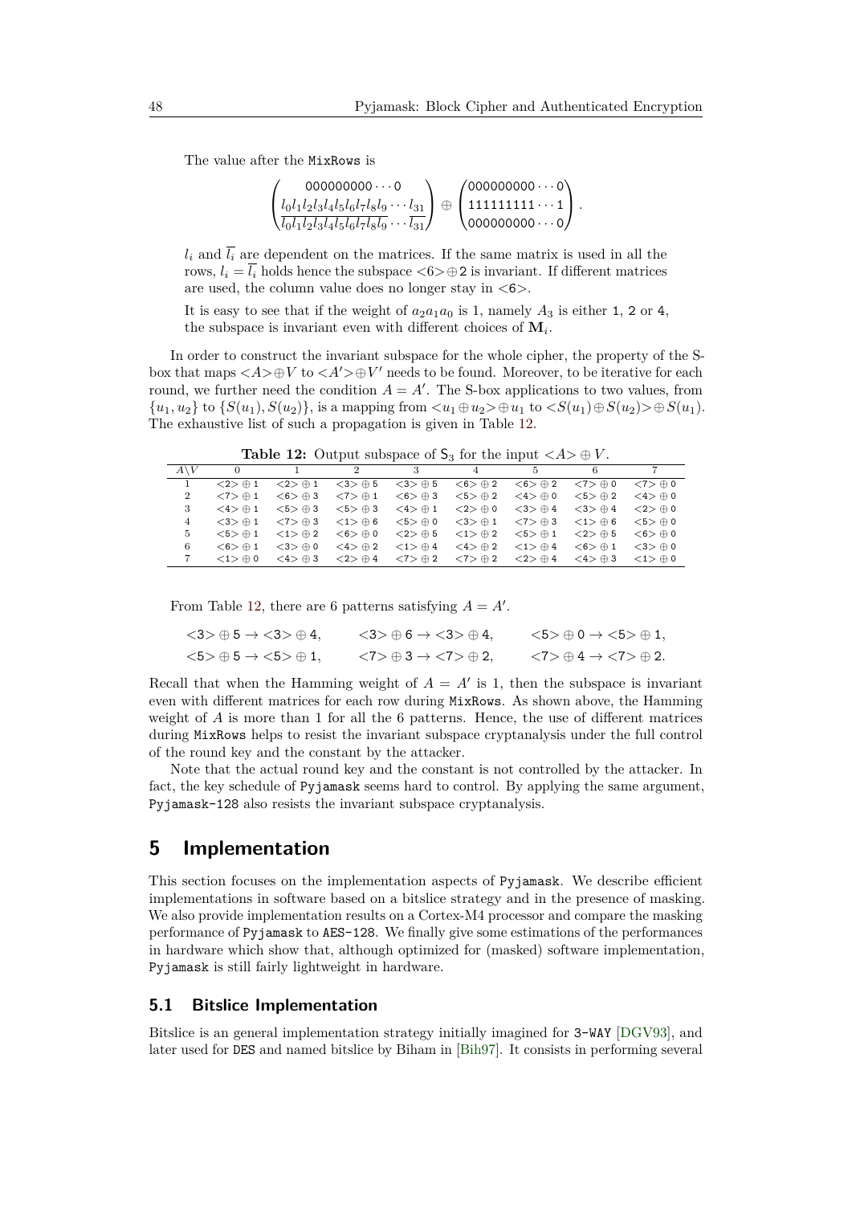The value after the MixRows is

$$\begin{pmatrix} \mathtt{000000000}\cdots\mathtt{0} \\ l_0 l_1 l_2 l_3 l_4 l_5 l_6 l_7 l_8 l_9 \cdots l_{31} \\ \overline{l_0 l_1 l_2 l_3 l_4 l_5 l_6 l_7 l_8 l_9 \cdots l_{31}} \end{pmatrix} \oplus \begin{pmatrix} \mathtt{000000000}\cdots\mathtt{0} \\ \mathtt{111111111}\cdots\mathtt{1} \\ \mathtt{000000000}\cdots\mathtt{0} \end{pmatrix}.$$

$l_i$ and $\overline{l_i}$ are dependent on the matrices. If the same matrix is used in all the rows, $l_i = \overline{l_i}$ holds hence the subspace $<6>\oplus 2$ is invariant. If different matrices are used, the column value does no longer stay in $<6>$.

It is easy to see that if the weight of $a_2a_1a_0$ is 1, namely $A_3$ is either 1, 2 or 4, the subspace is invariant even with different choices of $\mathbf{M}_i$.

In order to construct the invariant subspace for the whole cipher, the property of the S-box that maps $<A>\oplus V$ to $<A'>\oplus V'$ needs to be found. Moreover, to be iterative for each round, we further need the condition $A = A'$. The S-box applications to two values, from $\{u_1, u_2\}$ to $\{S(u_1), S(u_2)\}$, is a mapping from $<u_1 \oplus u_2>\oplus u_1$ to $<S(u_1)\oplus S(u_2)>\oplus S(u_1)$. The exhaustive list of such a propagation is given in Table 12.

**Table 12:** Output subspace of $\mathsf{S}_3$ for the input $<A>\oplus V$.

| $A\backslash V$ | 0 | 1 | 2 | 3 | 4 | 5 | 6 | 7 |
|---|---|---|---|---|---|---|---|---|
| 1 | $<2>\oplus 1$ | $<2>\oplus 1$ | $<3>\oplus 5$ | $<3>\oplus 5$ | $<6>\oplus 2$ | $<6>\oplus 2$ | $<7>\oplus 0$ | $<7>\oplus 0$ |
| 2 | $<7>\oplus 1$ | $<6>\oplus 3$ | $<7>\oplus 1$ | $<6>\oplus 3$ | $<5>\oplus 2$ | $<4>\oplus 0$ | $<5>\oplus 2$ | $<4>\oplus 0$ |
| 3 | $<4>\oplus 1$ | $<5>\oplus 3$ | $<5>\oplus 3$ | $<4>\oplus 1$ | $<2>\oplus 0$ | $<3>\oplus 4$ | $<3>\oplus 4$ | $<2>\oplus 0$ |
| 4 | $<3>\oplus 1$ | $<7>\oplus 3$ | $<1>\oplus 6$ | $<5>\oplus 0$ | $<3>\oplus 1$ | $<7>\oplus 3$ | $<1>\oplus 6$ | $<5>\oplus 0$ |
| 5 | $<5>\oplus 1$ | $<1>\oplus 2$ | $<6>\oplus 0$ | $<2>\oplus 5$ | $<1>\oplus 2$ | $<5>\oplus 1$ | $<2>\oplus 5$ | $<6>\oplus 0$ |
| 6 | $<6>\oplus 1$ | $<3>\oplus 0$ | $<4>\oplus 2$ | $<1>\oplus 4$ | $<4>\oplus 2$ | $<1>\oplus 4$ | $<6>\oplus 1$ | $<3>\oplus 0$ |
| 7 | $<1>\oplus 0$ | $<4>\oplus 3$ | $<2>\oplus 4$ | $<7>\oplus 2$ | $<7>\oplus 2$ | $<2>\oplus 4$ | $<4>\oplus 3$ | $<1>\oplus 0$ |

From Table 12, there are 6 patterns satisfying $A = A'$.

$$<3>\oplus 5 \to <3>\oplus 4, \qquad <3>\oplus 6 \to <3>\oplus 4, \qquad <5>\oplus 0 \to <5>\oplus 1,$$
$$<5>\oplus 5 \to <5>\oplus 1, \qquad <7>\oplus 3 \to <7>\oplus 2, \qquad <7>\oplus 4 \to <7>\oplus 2.$$

Recall that when the Hamming weight of $A = A'$ is 1, then the subspace is invariant even with different matrices for each row during MixRows. As shown above, the Hamming weight of $A$ is more than 1 for all the 6 patterns. Hence, the use of different matrices during MixRows helps to resist the invariant subspace cryptanalysis under the full control of the round key and the constant by the attacker.

Note that the actual round key and the constant is not controlled by the attacker. In fact, the key schedule of Pyjamask seems hard to control. By applying the same argument, Pyjamask-128 also resists the invariant subspace cryptanalysis.

# 5 Implementation

This section focuses on the implementation aspects of Pyjamask. We describe efficient implementations in software based on a bitslice strategy and in the presence of masking. We also provide implementation results on a Cortex-M4 processor and compare the masking performance of Pyjamask to AES-128. We finally give some estimations of the performances in hardware which show that, although optimized for (masked) software implementation, Pyjamask is still fairly lightweight in hardware.

## 5.1 Bitslice Implementation

Bitslice is an general implementation strategy initially imagined for 3-WAY [DGV93], and later used for DES and named bitslice by Biham in [Bih97]. It consists in performing several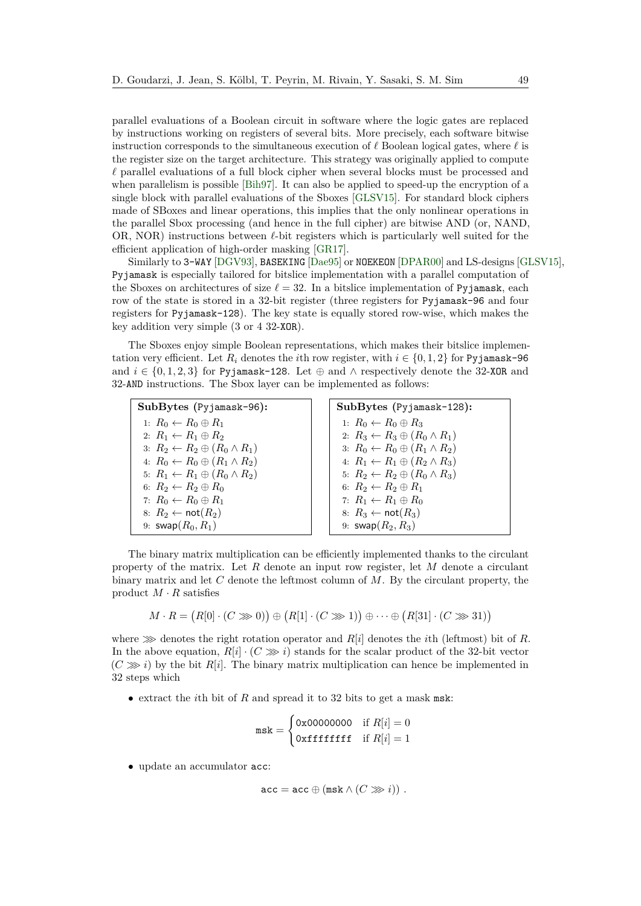parallel evaluations of a Boolean circuit in software where the logic gates are replaced by instructions working on registers of several bits. More precisely, each software bitwise instruction corresponds to the simultaneous execution of $\ell$ Boolean logical gates, where $\ell$ is the register size on the target architecture. This strategy was originally applied to compute $\ell$ parallel evaluations of a full block cipher when several blocks must be processed and when parallelism is possible [Bih97]. It can also be applied to speed-up the encryption of a single block with parallel evaluations of the Sboxes [GLSV15]. For standard block ciphers made of SBoxes and linear operations, this implies that the only nonlinear operations in the parallel Sbox processing (and hence in the full cipher) are bitwise AND (or, NAND, OR, NOR) instructions between $\ell$-bit registers which is particularly well suited for the efficient application of high-order masking [GR17].

Similarly to `3-WAY` [DGV93], `BASEKING` [Dae95] or `NOEKEON` [DPAR00] and LS-designs [GLSV15], `Pyjamask` is especially tailored for bitslice implementation with a parallel computation of the Sboxes on architectures of size $\ell = 32$. In a bitslice implementation of `Pyjamask`, each row of the state is stored in a 32-bit register (three registers for `Pyjamask-96` and four registers for `Pyjamask-128`). The key state is equally stored row-wise, which makes the key addition very simple (3 or 4 32-`XOR`).

The Sboxes enjoy simple Boolean representations, which makes their bitslice implementation very efficient. Let $R_i$ denotes the $i$th row register, with $i \in \{0, 1, 2\}$ for `Pyjamask-96` and $i \in \{0, 1, 2, 3\}$ for `Pyjamask-128`. Let $\oplus$ and $\wedge$ respectively denote the 32-`XOR` and 32-`AND` instructions. The Sbox layer can be implemented as follows:

**SubBytes** (`Pyjamask-96`):

1: $R_0 \leftarrow R_0 \oplus R_1$
2: $R_1 \leftarrow R_1 \oplus R_2$
3: $R_2 \leftarrow R_2 \oplus (R_0 \wedge R_1)$
4: $R_0 \leftarrow R_0 \oplus (R_1 \wedge R_2)$
5: $R_1 \leftarrow R_1 \oplus (R_0 \wedge R_2)$
6: $R_2 \leftarrow R_2 \oplus R_0$
7: $R_0 \leftarrow R_0 \oplus R_1$
8: $R_2 \leftarrow \mathsf{not}(R_2)$
9: $\mathsf{swap}(R_0, R_1)$

**SubBytes** (`Pyjamask-128`):

1: $R_0 \leftarrow R_0 \oplus R_3$
2: $R_3 \leftarrow R_3 \oplus (R_0 \wedge R_1)$
3: $R_0 \leftarrow R_0 \oplus (R_1 \wedge R_2)$
4: $R_1 \leftarrow R_1 \oplus (R_2 \wedge R_3)$
5: $R_2 \leftarrow R_2 \oplus (R_0 \wedge R_3)$
6: $R_2 \leftarrow R_2 \oplus R_1$
7: $R_1 \leftarrow R_1 \oplus R_0$
8: $R_3 \leftarrow \mathsf{not}(R_3)$
9: $\mathsf{swap}(R_2, R_3)$

The binary matrix multiplication can be efficiently implemented thanks to the circulant property of the matrix. Let $R$ denote an input row register, let $M$ denote a circulant binary matrix and let $C$ denote the leftmost column of $M$. By the circulant property, the product $M \cdot R$ satisfies

$$M \cdot R = \big(R[0] \cdot (C \ggg 0)\big) \oplus \big(R[1] \cdot (C \ggg 1)\big) \oplus \cdots \oplus \big(R[31] \cdot (C \ggg 31)\big)$$

where $\ggg$ denotes the right rotation operator and $R[i]$ denotes the $i$th (leftmost) bit of $R$. In the above equation, $R[i] \cdot (C \ggg i)$ stands for the scalar product of the 32-bit vector $(C \ggg i)$ by the bit $R[i]$. The binary matrix multiplication can hence be implemented in 32 steps which

- extract the $i$th bit of $R$ and spread it to 32 bits to get a mask `msk`:

$$\texttt{msk} = \begin{cases} \texttt{0x00000000} & \text{if } R[i] = 0 \\ \texttt{0xffffffff} & \text{if } R[i] = 1 \end{cases}$$

- update an accumulator `acc`:

$$\texttt{acc} = \texttt{acc} \oplus (\texttt{msk} \wedge (C \ggg i)) \ .$$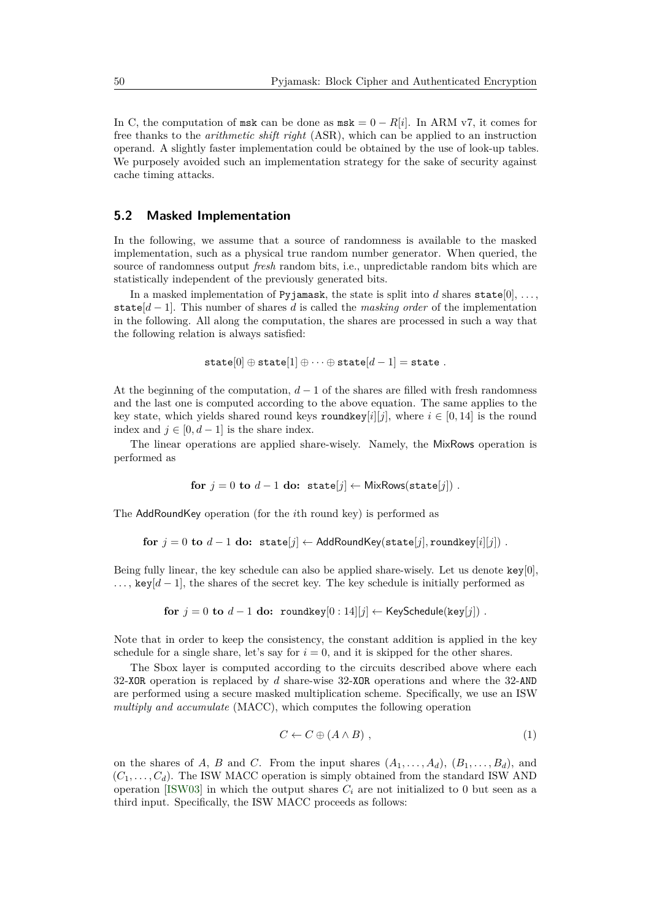In C, the computation of `msk` can be done as $\texttt{msk} = 0 - R[i]$. In ARM v7, it comes for free thanks to the *arithmetic shift right* (ASR), which can be applied to an instruction operand. A slightly faster implementation could be obtained by the use of look-up tables. We purposely avoided such an implementation strategy for the sake of security against cache timing attacks.

## 5.2 Masked Implementation

In the following, we assume that a source of randomness is available to the masked implementation, such as a physical true random number generator. When queried, the source of randomness output *fresh* random bits, i.e., unpredictable random bits which are statistically independent of the previously generated bits.

In a masked implementation of `Pyjamask`, the state is split into $d$ shares $\texttt{state}[0], \ldots, \texttt{state}[d-1]$. This number of shares $d$ is called the *masking order* of the implementation in the following. All along the computation, the shares are processed in such a way that the following relation is always satisfied:

$$\texttt{state}[0] \oplus \texttt{state}[1] \oplus \cdots \oplus \texttt{state}[d-1] = \texttt{state} \ .$$

At the beginning of the computation, $d-1$ of the shares are filled with fresh randomness and the last one is computed according to the above equation. The same applies to the key state, which yields shared round keys $\texttt{roundkey}[i][j]$, where $i \in [0, 14]$ is the round index and $j \in [0, d-1]$ is the share index.

The linear operations are applied share-wisely. Namely, the MixRows operation is performed as

$$\textbf{for } j = 0 \textbf{ to } d-1 \textbf{ do: } \texttt{state}[j] \leftarrow \mathsf{MixRows}(\texttt{state}[j]) \ .$$

The AddRoundKey operation (for the $i$th round key) is performed as

$$\textbf{for } j = 0 \textbf{ to } d-1 \textbf{ do: } \texttt{state}[j] \leftarrow \mathsf{AddRoundKey}(\texttt{state}[j], \texttt{roundkey}[i][j]) \ .$$

Being fully linear, the key schedule can also be applied share-wisely. Let us denote $\texttt{key}[0], \ldots, \texttt{key}[d-1]$, the shares of the secret key. The key schedule is initially performed as

$$\textbf{for } j = 0 \textbf{ to } d-1 \textbf{ do: } \texttt{roundkey}[0:14][j] \leftarrow \mathsf{KeySchedule}(\texttt{key}[j]) \ .$$

Note that in order to keep the consistency, the constant addition is applied in the key schedule for a single share, let's say for $i = 0$, and it is skipped for the other shares.

The Sbox layer is computed according to the circuits described above where each 32-`XOR` operation is replaced by $d$ share-wise 32-`XOR` operations and where the 32-`AND` are performed using a secure masked multiplication scheme. Specifically, we use an ISW *multiply and accumulate* (MACC), which computes the following operation

$$C \leftarrow C \oplus (A \wedge B) \ , \tag{1}$$

on the shares of $A$, $B$ and $C$. From the input shares $(A_1, \ldots, A_d)$, $(B_1, \ldots, B_d)$, and $(C_1, \ldots, C_d)$. The ISW MACC operation is simply obtained from the standard ISW AND operation [ISW03] in which the output shares $C_i$ are not initialized to 0 but seen as a third input. Specifically, the ISW MACC proceeds as follows: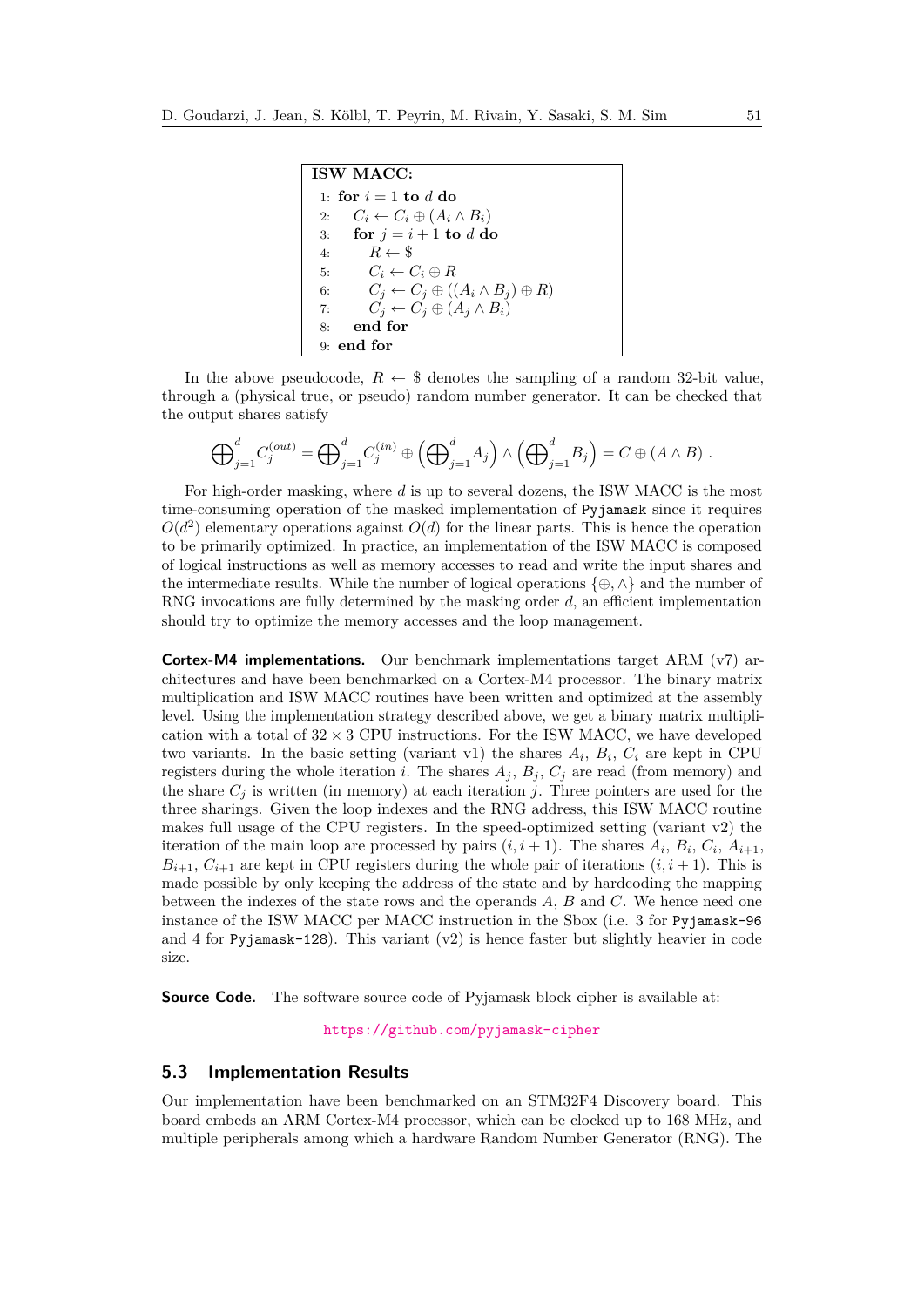**ISW MACC:**

```
1: for i = 1 to d do
2:     C_i ← C_i ⊕ (A_i ∧ B_i)
3:     for j = i + 1 to d do
4:         R ← $
5:         C_i ← C_i ⊕ R
6:         C_j ← C_j ⊕ ((A_i ∧ B_j) ⊕ R)
7:         C_j ← C_j ⊕ (A_j ∧ B_i)
8:     end for
9: end for
```

In the above pseudocode, $R \leftarrow \$$ denotes the sampling of a random 32-bit value, through a (physical true, or pseudo) random number generator. It can be checked that the output shares satisfy

$$\bigoplus_{j=1}^{d} C_j^{(out)} = \bigoplus_{j=1}^{d} C_j^{(in)} \oplus \left(\bigoplus_{j=1}^{d} A_j\right) \wedge \left(\bigoplus_{j=1}^{d} B_j\right) = C \oplus (A \wedge B) \ .$$

For high-order masking, where $d$ is up to several dozens, the ISW MACC is the most time-consuming operation of the masked implementation of Pyjamask since it requires $O(d^2)$ elementary operations against $O(d)$ for the linear parts. This is hence the operation to be primarily optimized. In practice, an implementation of the ISW MACC is composed of logical instructions as well as memory accesses to read and write the input shares and the intermediate results. While the number of logical operations $\{\oplus, \wedge\}$ and the number of RNG invocations are fully determined by the masking order $d$, an efficient implementation should try to optimize the memory accesses and the loop management.

**Cortex-M4 implementations.** Our benchmark implementations target ARM (v7) architectures and have been benchmarked on a Cortex-M4 processor. The binary matrix multiplication and ISW MACC routines have been written and optimized at the assembly level. Using the implementation strategy described above, we get a binary matrix multiplication with a total of $32 \times 3$ CPU instructions. For the ISW MACC, we have developed two variants. In the basic setting (variant v1) the shares $A_i$, $B_i$, $C_i$ are kept in CPU registers during the whole iteration $i$. The shares $A_j$, $B_j$, $C_j$ are read (from memory) and the share $C_j$ is written (in memory) at each iteration $j$. Three pointers are used for the three sharings. Given the loop indexes and the RNG address, this ISW MACC routine makes full usage of the CPU registers. In the speed-optimized setting (variant v2) the iteration of the main loop are processed by pairs $(i, i+1)$. The shares $A_i$, $B_i$, $C_i$, $A_{i+1}$, $B_{i+1}$, $C_{i+1}$ are kept in CPU registers during the whole pair of iterations $(i, i+1)$. This is made possible by only keeping the address of the state and by hardcoding the mapping between the indexes of the state rows and the operands $A$, $B$ and $C$. We hence need one instance of the ISW MACC per MACC instruction in the Sbox (i.e. 3 for Pyjamask-96 and 4 for Pyjamask-128). This variant (v2) is hence faster but slightly heavier in code size.

**Source Code.** The software source code of Pyjamask block cipher is available at:

https://github.com/pyjamask-cipher

## 5.3 Implementation Results

Our implementation have been benchmarked on an STM32F4 Discovery board. This board embeds an ARM Cortex-M4 processor, which can be clocked up to 168 MHz, and multiple peripherals among which a hardware Random Number Generator (RNG). The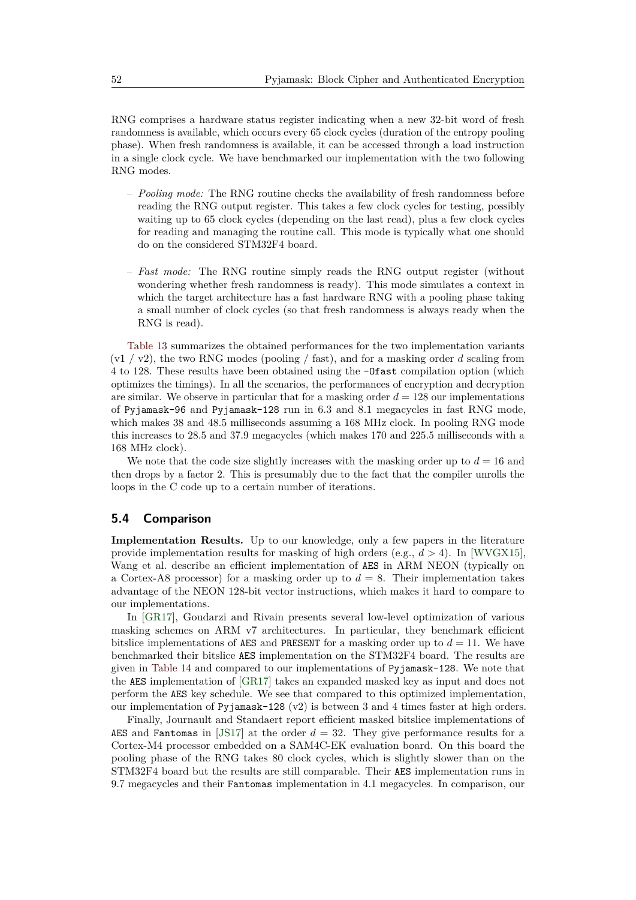RNG comprises a hardware status register indicating when a new 32-bit word of fresh randomness is available, which occurs every 65 clock cycles (duration of the entropy pooling phase). When fresh randomness is available, it can be accessed through a load instruction in a single clock cycle. We have benchmarked our implementation with the two following RNG modes.

- *Pooling mode:* The RNG routine checks the availability of fresh randomness before reading the RNG output register. This takes a few clock cycles for testing, possibly waiting up to 65 clock cycles (depending on the last read), plus a few clock cycles for reading and managing the routine call. This mode is typically what one should do on the considered STM32F4 board.
- *Fast mode:* The RNG routine simply reads the RNG output register (without wondering whether fresh randomness is ready). This mode simulates a context in which the target architecture has a fast hardware RNG with a pooling phase taking a small number of clock cycles (so that fresh randomness is always ready when the RNG is read).

Table 13 summarizes the obtained performances for the two implementation variants (v1 / v2), the two RNG modes (pooling / fast), and for a masking order $d$ scaling from 4 to 128. These results have been obtained using the `-Ofast` compilation option (which optimizes the timings). In all the scenarios, the performances of encryption and decryption are similar. We observe in particular that for a masking order $d = 128$ our implementations of `Pyjamask-96` and `Pyjamask-128` run in 6.3 and 8.1 megacycles in fast RNG mode, which makes 38 and 48.5 milliseconds assuming a 168 MHz clock. In pooling RNG mode this increases to 28.5 and 37.9 megacycles (which makes 170 and 225.5 milliseconds with a 168 MHz clock).

We note that the code size slightly increases with the masking order up to $d = 16$ and then drops by a factor 2. This is presumably due to the fact that the compiler unrolls the loops in the C code up to a certain number of iterations.

## 5.4 Comparison

**Implementation Results.** Up to our knowledge, only a few papers in the literature provide implementation results for masking of high orders (e.g., $d > 4$). In [WVGX15], Wang et al. describe an efficient implementation of `AES` in ARM NEON (typically on a Cortex-A8 processor) for a masking order up to $d = 8$. Their implementation takes advantage of the NEON 128-bit vector instructions, which makes it hard to compare to our implementations.

In [GR17], Goudarzi and Rivain presents several low-level optimization of various masking schemes on ARM v7 architectures. In particular, they benchmark efficient bitslice implementations of `AES` and `PRESENT` for a masking order up to $d = 11$. We have benchmarked their bitslice `AES` implementation on the STM32F4 board. The results are given in Table 14 and compared to our implementations of `Pyjamask-128`. We note that the `AES` implementation of [GR17] takes an expanded masked key as input and does not perform the `AES` key schedule. We see that compared to this optimized implementation, our implementation of `Pyjamask-128` (v2) is between 3 and 4 times faster at high orders.

Finally, Journault and Standaert report efficient masked bitslice implementations of `AES` and `Fantomas` in [JS17] at the order $d = 32$. They give performance results for a Cortex-M4 processor embedded on a SAM4C-EK evaluation board. On this board the pooling phase of the RNG takes 80 clock cycles, which is slightly slower than on the STM32F4 board but the results are still comparable. Their `AES` implementation runs in 9.7 megacycles and their `Fantomas` implementation in 4.1 megacycles. In comparison, our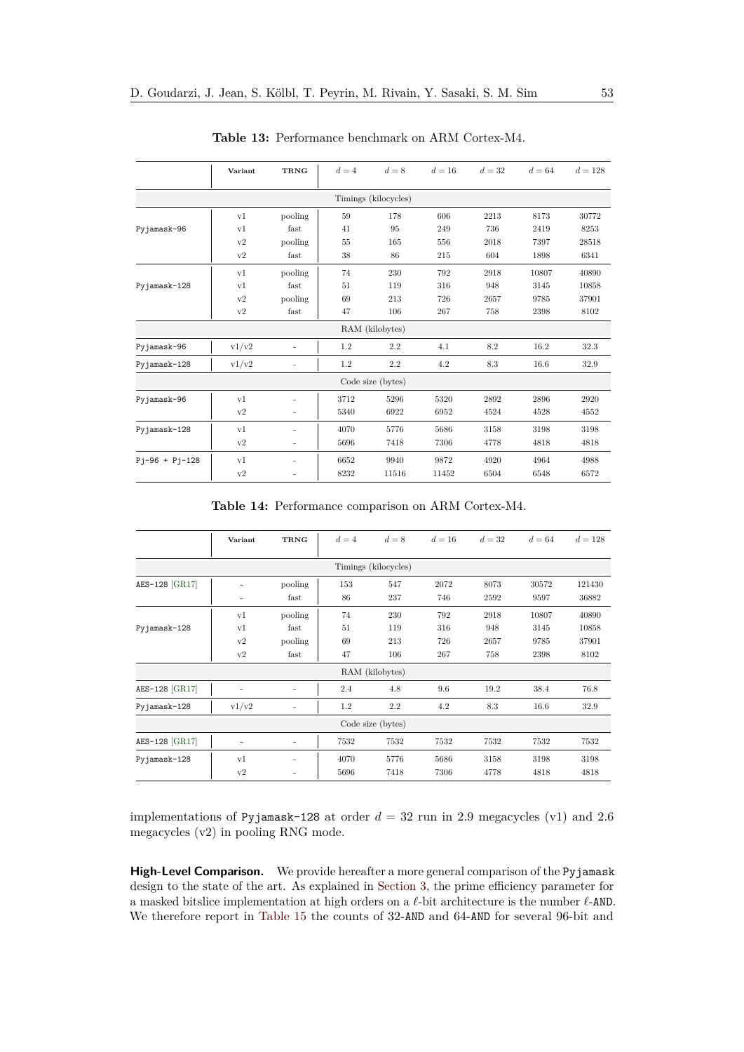**Table 13:** Performance benchmark on ARM Cortex-M4.

| | Variant | TRNG | $d = 4$ | $d = 8$ | $d = 16$ | $d = 32$ | $d = 64$ | $d = 128$ |
|---|---|---|---|---|---|---|---|---|
| Timings (kilocycles) | | | | | | | | |
| Pyjamask-96 | v1 | pooling | 59 | 178 | 606 | 2213 | 8173 | 30772 |
| | v1 | fast | 41 | 95 | 249 | 736 | 2419 | 8253 |
| | v2 | pooling | 55 | 165 | 556 | 2018 | 7397 | 28518 |
| | v2 | fast | 38 | 86 | 215 | 604 | 1898 | 6341 |
| Pyjamask-128 | v1 | pooling | 74 | 230 | 792 | 2918 | 10807 | 40890 |
| | v1 | fast | 51 | 119 | 316 | 948 | 3145 | 10858 |
| | v2 | pooling | 69 | 213 | 726 | 2657 | 9785 | 37901 |
| | v2 | fast | 47 | 106 | 267 | 758 | 2398 | 8102 |
| RAM (kilobytes) | | | | | | | | |
| Pyjamask-96 | v1/v2 | - | 1.2 | 2.2 | 4.1 | 8.2 | 16.2 | 32.3 |
| Pyjamask-128 | v1/v2 | - | 1.2 | 2.2 | 4.2 | 8.3 | 16.6 | 32.9 |
| Code size (bytes) | | | | | | | | |
| Pyjamask-96 | v1 | - | 3712 | 5296 | 5320 | 2892 | 2896 | 2920 |
| | v2 | - | 5340 | 6922 | 6952 | 4524 | 4528 | 4552 |
| Pyjamask-128 | v1 | - | 4070 | 5776 | 5686 | 3158 | 3198 | 3198 |
| | v2 | - | 5696 | 7418 | 7306 | 4778 | 4818 | 4818 |
| Pj-96 + Pj-128 | v1 | - | 6652 | 9940 | 9872 | 4920 | 4964 | 4988 |
| | v2 | - | 8232 | 11516 | 11452 | 6504 | 6548 | 6572 |

**Table 14:** Performance comparison on ARM Cortex-M4.

| | Variant | TRNG | $d = 4$ | $d = 8$ | $d = 16$ | $d = 32$ | $d = 64$ | $d = 128$ |
|---|---|---|---|---|---|---|---|---|
| Timings (kilocycles) | | | | | | | | |
| AES-128 [GR17] | - | pooling | 153 | 547 | 2072 | 8073 | 30572 | 121430 |
| | - | fast | 86 | 237 | 746 | 2592 | 9597 | 36882 |
| Pyjamask-128 | v1 | pooling | 74 | 230 | 792 | 2918 | 10807 | 40890 |
| | v1 | fast | 51 | 119 | 316 | 948 | 3145 | 10858 |
| | v2 | pooling | 69 | 213 | 726 | 2657 | 9785 | 37901 |
| | v2 | fast | 47 | 106 | 267 | 758 | 2398 | 8102 |
| RAM (kilobytes) | | | | | | | | |
| AES-128 [GR17] | - | - | 2.4 | 4.8 | 9.6 | 19.2 | 38.4 | 76.8 |
| Pyjamask-128 | v1/v2 | - | 1.2 | 2.2 | 4.2 | 8.3 | 16.6 | 32.9 |
| Code size (bytes) | | | | | | | | |
| AES-128 [GR17] | - | - | 7532 | 7532 | 7532 | 7532 | 7532 | 7532 |
| Pyjamask-128 | v1 | - | 4070 | 5776 | 5686 | 3158 | 3198 | 3198 |
| | v2 | - | 5696 | 7418 | 7306 | 4778 | 4818 | 4818 |

implementations of Pyjamask-128 at order $d = 32$ run in 2.9 megacycles (v1) and 2.6 megacycles (v2) in pooling RNG mode.

**High-Level Comparison.** We provide hereafter a more general comparison of the Pyjamask design to the state of the art. As explained in Section 3, the prime efficiency parameter for a masked bitslice implementation at high orders on a $\ell$-bit architecture is the number $\ell$-AND. We therefore report in Table 15 the counts of 32-AND and 64-AND for several 96-bit and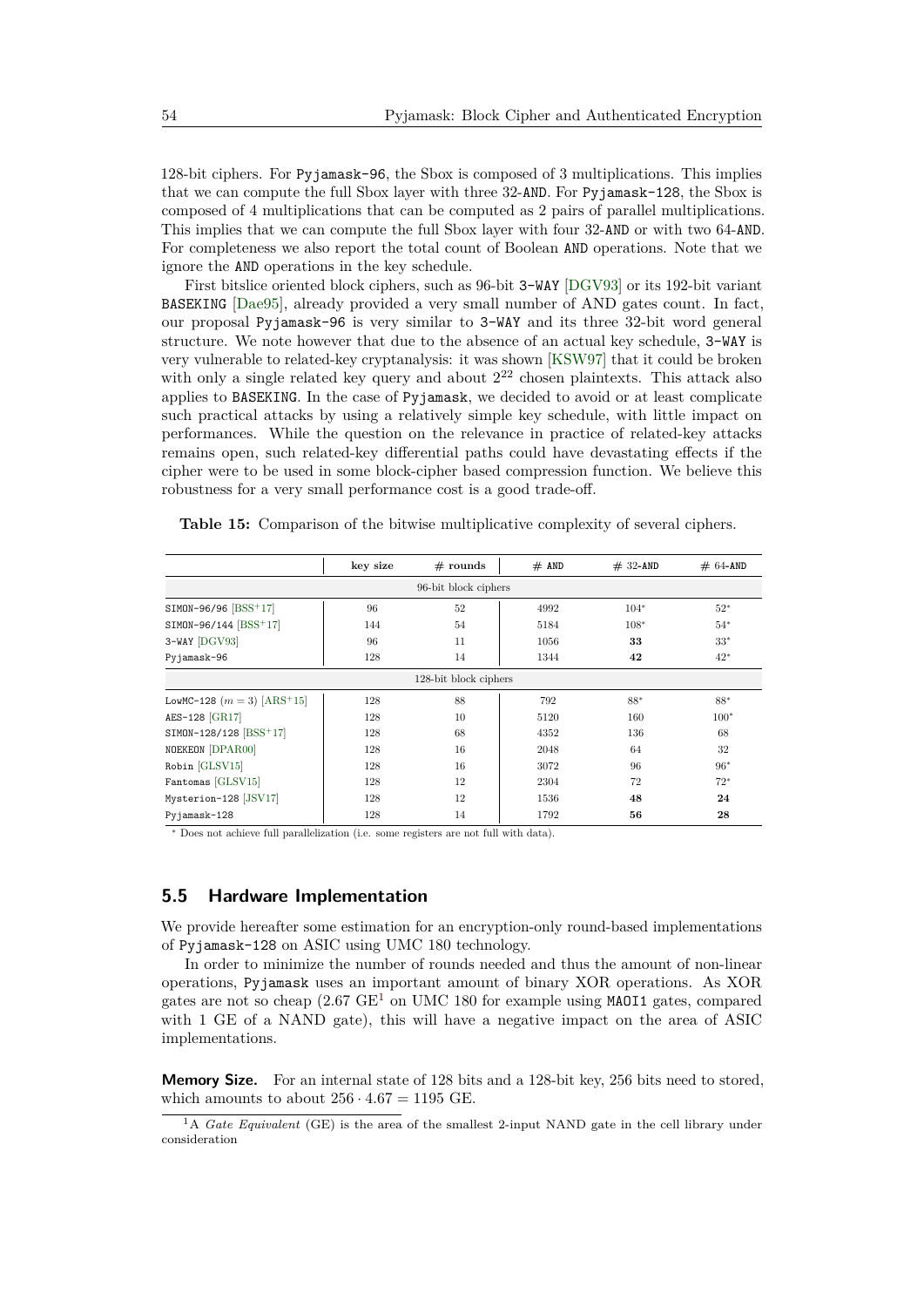128-bit ciphers. For Pyjamask-96, the Sbox is composed of 3 multiplications. This implies that we can compute the full Sbox layer with three 32-AND. For Pyjamask-128, the Sbox is composed of 4 multiplications that can be computed as 2 pairs of parallel multiplications. This implies that we can compute the full Sbox layer with four 32-AND or with two 64-AND. For completeness we also report the total count of Boolean AND operations. Note that we ignore the AND operations in the key schedule.

First bitslice oriented block ciphers, such as 96-bit 3-WAY [DGV93] or its 192-bit variant BASEKING [Dae95], already provided a very small number of AND gates count. In fact, our proposal Pyjamask-96 is very similar to 3-WAY and its three 32-bit word general structure. We note however that due to the absence of an actual key schedule, 3-WAY is very vulnerable to related-key cryptanalysis: it was shown [KSW97] that it could be broken with only a single related key query and about $2^{22}$ chosen plaintexts. This attack also applies to BASEKING. In the case of Pyjamask, we decided to avoid or at least complicate such practical attacks by using a relatively simple key schedule, with little impact on performances. While the question on the relevance in practice of related-key attacks remains open, such related-key differential paths could have devastating effects if the cipher were to be used in some block-cipher based compression function. We believe this robustness for a very small performance cost is a good trade-off.

**Table 15:** Comparison of the bitwise multiplicative complexity of several ciphers.

| | key size | # rounds | # AND | # 32-AND | # 64-AND |
|---|---|---|---|---|---|
| 96-bit block ciphers | | | | | |
| SIMON-96/96 [BSS+17] | 96 | 52 | 4992 | 104* | 52* |
| SIMON-96/144 [BSS+17] | 144 | 54 | 5184 | 108* | 54* |
| 3-WAY [DGV93] | 96 | 11 | 1056 | **33** | 33* |
| Pyjamask-96 | 128 | 14 | 1344 | **42** | 42* |
| 128-bit block ciphers | | | | | |
| LowMC-128 ($m=3$) [ARS+15] | 128 | 88 | 792 | 88* | 88* |
| AES-128 [GR17] | 128 | 10 | 5120 | 160 | 100* |
| SIMON-128/128 [BSS+17] | 128 | 68 | 4352 | 136 | 68 |
| NOEKEON [DPAR00] | 128 | 16 | 2048 | 64 | 32 |
| Robin [GLSV15] | 128 | 16 | 3072 | 96 | 96* |
| Fantomas [GLSV15] | 128 | 12 | 2304 | 72 | 72* |
| Mysterion-128 [JSV17] | 128 | 12 | 1536 | **48** | **24** |
| Pyjamask-128 | 128 | 14 | 1792 | **56** | **28** |

* Does not achieve full parallelization (i.e. some registers are not full with data).

## 5.5 Hardware Implementation

We provide hereafter some estimation for an encryption-only round-based implementations of Pyjamask-128 on ASIC using UMC 180 technology.

In order to minimize the number of rounds needed and thus the amount of non-linear operations, Pyjamask uses an important amount of binary XOR operations. As XOR gates are not so cheap (2.67 GE[1] on UMC 180 for example using MAOI1 gates, compared with 1 GE of a NAND gate), this will have a negative impact on the area of ASIC implementations.

**Memory Size.** For an internal state of 128 bits and a 128-bit key, 256 bits need to stored, which amounts to about $256 \cdot 4.67 = 1195$ GE.

[1] A *Gate Equivalent* (GE) is the area of the smallest 2-input NAND gate in the cell library under consideration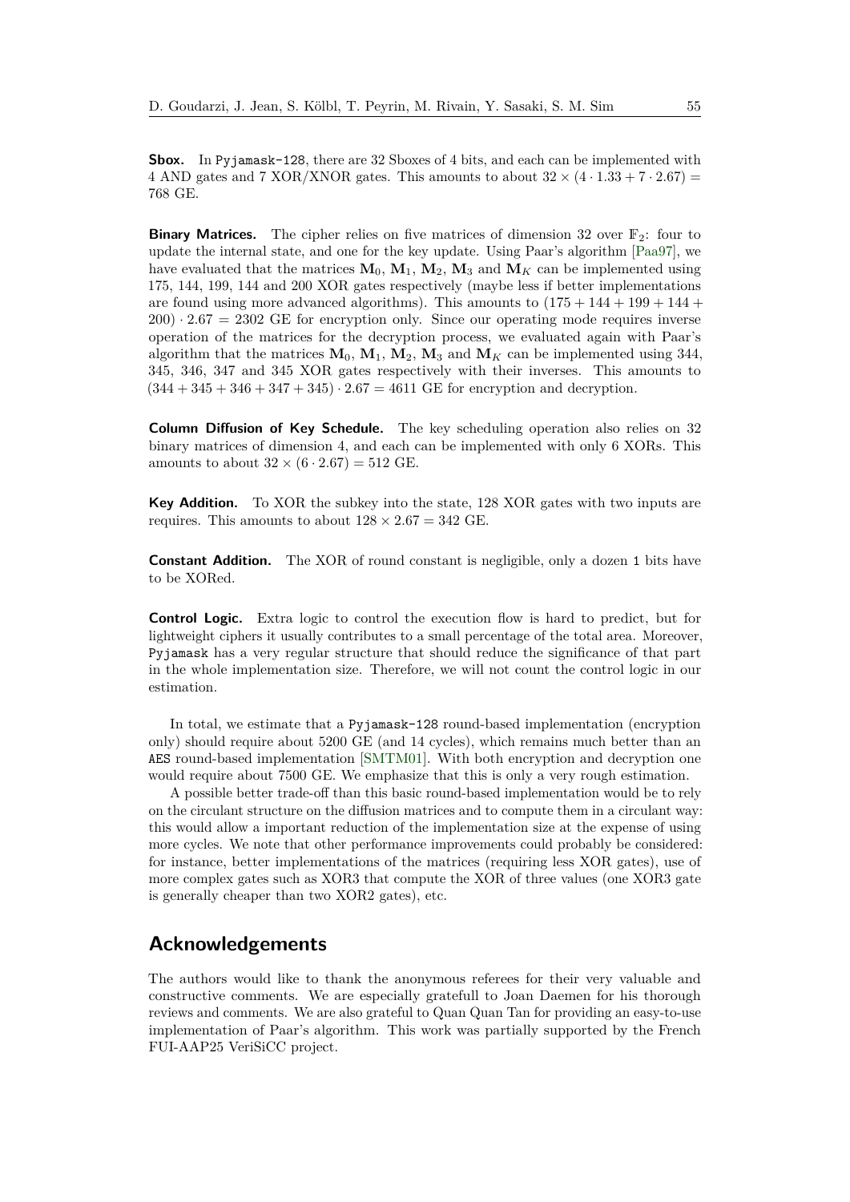**Sbox.** In Pyjamask-128, there are 32 Sboxes of 4 bits, and each can be implemented with 4 AND gates and 7 XOR/XNOR gates. This amounts to about $32 \times (4 \cdot 1.33 + 7 \cdot 2.67) =$ 768 GE.

**Binary Matrices.** The cipher relies on five matrices of dimension 32 over $\mathbb{F}_2$: four to update the internal state, and one for the key update. Using Paar's algorithm [Paa97], we have evaluated that the matrices $\mathbf{M}_0$, $\mathbf{M}_1$, $\mathbf{M}_2$, $\mathbf{M}_3$ and $\mathbf{M}_K$ can be implemented using 175, 144, 199, 144 and 200 XOR gates respectively (maybe less if better implementations are found using more advanced algorithms). This amounts to $(175 + 144 + 199 + 144 + 200) \cdot 2.67 = 2302$ GE for encryption only. Since our operating mode requires inverse operation of the matrices for the decryption process, we evaluated again with Paar's algorithm that the matrices $\mathbf{M}_0$, $\mathbf{M}_1$, $\mathbf{M}_2$, $\mathbf{M}_3$ and $\mathbf{M}_K$ can be implemented using 344, 345, 346, 347 and 345 XOR gates respectively with their inverses. This amounts to $(344 + 345 + 346 + 347 + 345) \cdot 2.67 = 4611$ GE for encryption and decryption.

**Column Diffusion of Key Schedule.** The key scheduling operation also relies on 32 binary matrices of dimension 4, and each can be implemented with only 6 XORs. This amounts to about $32 \times (6 \cdot 2.67) = 512$ GE.

**Key Addition.** To XOR the subkey into the state, 128 XOR gates with two inputs are requires. This amounts to about $128 \times 2.67 = 342$ GE.

**Constant Addition.** The XOR of round constant is negligible, only a dozen 1 bits have to be XORed.

**Control Logic.** Extra logic to control the execution flow is hard to predict, but for lightweight ciphers it usually contributes to a small percentage of the total area. Moreover, Pyjamask has a very regular structure that should reduce the significance of that part in the whole implementation size. Therefore, we will not count the control logic in our estimation.

In total, we estimate that a Pyjamask-128 round-based implementation (encryption only) should require about 5200 GE (and 14 cycles), which remains much better than an AES round-based implementation [SMTM01]. With both encryption and decryption one would require about 7500 GE. We emphasize that this is only a very rough estimation.

A possible better trade-off than this basic round-based implementation would be to rely on the circulant structure on the diffusion matrices and to compute them in a circulant way: this would allow a important reduction of the implementation size at the expense of using more cycles. We note that other performance improvements could probably be considered: for instance, better implementations of the matrices (requiring less XOR gates), use of more complex gates such as XOR3 that compute the XOR of three values (one XOR3 gate is generally cheaper than two XOR2 gates), etc.

## Acknowledgements

The authors would like to thank the anonymous referees for their very valuable and constructive comments. We are especially gratefull to Joan Daemen for his thorough reviews and comments. We are also grateful to Quan Quan Tan for providing an easy-to-use implementation of Paar's algorithm. This work was partially supported by the French FUI-AAP25 VeriSiCC project.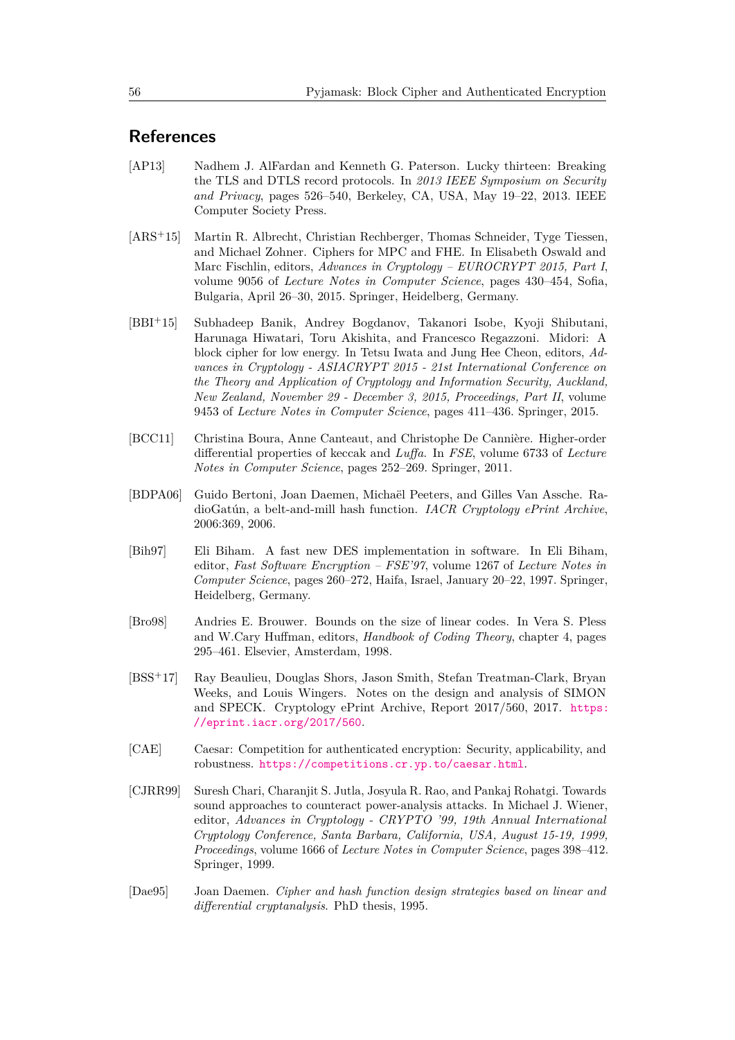## References

[AP13] Nadhem J. AlFardan and Kenneth G. Paterson. Lucky thirteen: Breaking the TLS and DTLS record protocols. In *2013 IEEE Symposium on Security and Privacy*, pages 526–540, Berkeley, CA, USA, May 19–22, 2013. IEEE Computer Society Press.

[ARS+15] Martin R. Albrecht, Christian Rechberger, Thomas Schneider, Tyge Tiessen, and Michael Zohner. Ciphers for MPC and FHE. In Elisabeth Oswald and Marc Fischlin, editors, *Advances in Cryptology – EUROCRYPT 2015, Part I*, volume 9056 of *Lecture Notes in Computer Science*, pages 430–454, Sofia, Bulgaria, April 26–30, 2015. Springer, Heidelberg, Germany.

[BBI+15] Subhadeep Banik, Andrey Bogdanov, Takanori Isobe, Kyoji Shibutani, Harunaga Hiwatari, Toru Akishita, and Francesco Regazzoni. Midori: A block cipher for low energy. In Tetsu Iwata and Jung Hee Cheon, editors, *Advances in Cryptology - ASIACRYPT 2015 - 21st International Conference on the Theory and Application of Cryptology and Information Security, Auckland, New Zealand, November 29 - December 3, 2015, Proceedings, Part II*, volume 9453 of *Lecture Notes in Computer Science*, pages 411–436. Springer, 2015.

[BCC11] Christina Boura, Anne Canteaut, and Christophe De Cannière. Higher-order differential properties of keccak and *Luffa*. In *FSE*, volume 6733 of *Lecture Notes in Computer Science*, pages 252–269. Springer, 2011.

[BDPA06] Guido Bertoni, Joan Daemen, Michaël Peeters, and Gilles Van Assche. RadioGatún, a belt-and-mill hash function. *IACR Cryptology ePrint Archive*, 2006:369, 2006.

[Bih97] Eli Biham. A fast new DES implementation in software. In Eli Biham, editor, *Fast Software Encryption – FSE'97*, volume 1267 of *Lecture Notes in Computer Science*, pages 260–272, Haifa, Israel, January 20–22, 1997. Springer, Heidelberg, Germany.

[Bro98] Andries E. Brouwer. Bounds on the size of linear codes. In Vera S. Pless and W.Cary Huffman, editors, *Handbook of Coding Theory*, chapter 4, pages 295–461. Elsevier, Amsterdam, 1998.

[BSS+17] Ray Beaulieu, Douglas Shors, Jason Smith, Stefan Treatman-Clark, Bryan Weeks, and Louis Wingers. Notes on the design and analysis of SIMON and SPECK. Cryptology ePrint Archive, Report 2017/560, 2017. https://eprint.iacr.org/2017/560.

[CAE] Caesar: Competition for authenticated encryption: Security, applicability, and robustness. https://competitions.cr.yp.to/caesar.html.

[CJRR99] Suresh Chari, Charanjit S. Jutla, Josyula R. Rao, and Pankaj Rohatgi. Towards sound approaches to counteract power-analysis attacks. In Michael J. Wiener, editor, *Advances in Cryptology - CRYPTO '99, 19th Annual International Cryptology Conference, Santa Barbara, California, USA, August 15-19, 1999, Proceedings*, volume 1666 of *Lecture Notes in Computer Science*, pages 398–412. Springer, 1999.

[Dae95] Joan Daemen. *Cipher and hash function design strategies based on linear and differential cryptanalysis*. PhD thesis, 1995.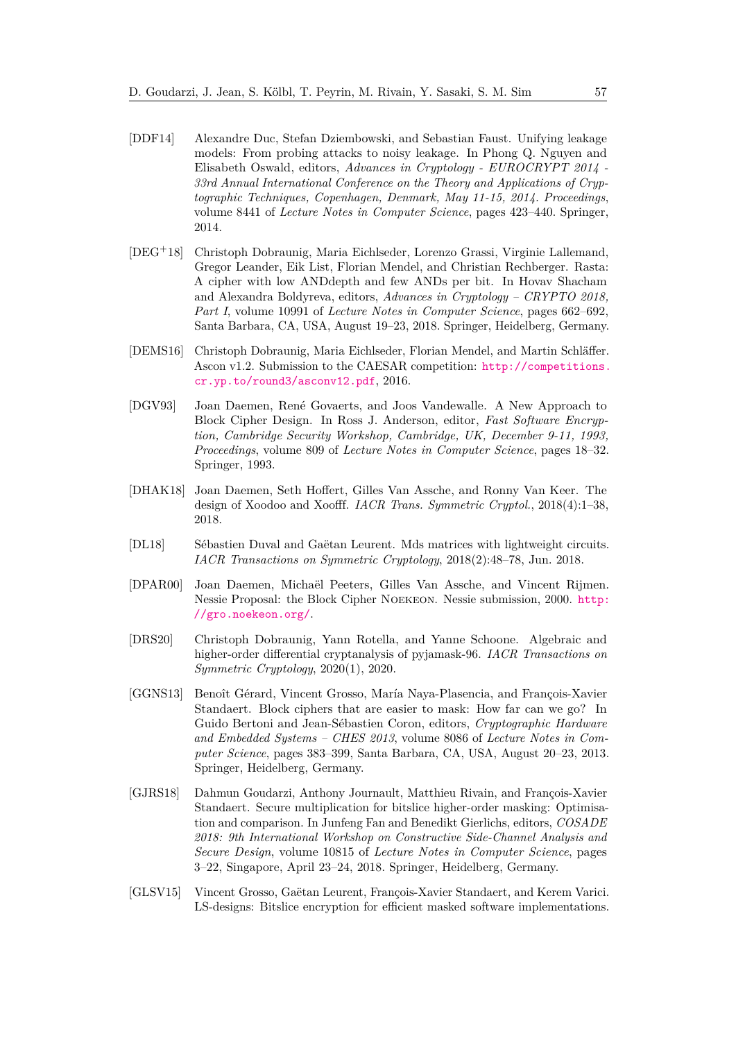[DDF14] Alexandre Duc, Stefan Dziembowski, and Sebastian Faust. Unifying leakage models: From probing attacks to noisy leakage. In Phong Q. Nguyen and Elisabeth Oswald, editors, *Advances in Cryptology - EUROCRYPT 2014 - 33rd Annual International Conference on the Theory and Applications of Cryptographic Techniques, Copenhagen, Denmark, May 11-15, 2014. Proceedings*, volume 8441 of *Lecture Notes in Computer Science*, pages 423–440. Springer, 2014.

[DEG+18] Christoph Dobraunig, Maria Eichlseder, Lorenzo Grassi, Virginie Lallemand, Gregor Leander, Eik List, Florian Mendel, and Christian Rechberger. Rasta: A cipher with low ANDdepth and few ANDs per bit. In Hovav Shacham and Alexandra Boldyreva, editors, *Advances in Cryptology – CRYPTO 2018, Part I*, volume 10991 of *Lecture Notes in Computer Science*, pages 662–692, Santa Barbara, CA, USA, August 19–23, 2018. Springer, Heidelberg, Germany.

[DEMS16] Christoph Dobraunig, Maria Eichlseder, Florian Mendel, and Martin Schläffer. Ascon v1.2. Submission to the CAESAR competition: http://competitions.cr.yp.to/round3/asconv12.pdf, 2016.

[DGV93] Joan Daemen, René Govaerts, and Joos Vandewalle. A New Approach to Block Cipher Design. In Ross J. Anderson, editor, *Fast Software Encryption, Cambridge Security Workshop, Cambridge, UK, December 9-11, 1993, Proceedings*, volume 809 of *Lecture Notes in Computer Science*, pages 18–32. Springer, 1993.

[DHAK18] Joan Daemen, Seth Hoffert, Gilles Van Assche, and Ronny Van Keer. The design of Xoodoo and Xoofff. *IACR Trans. Symmetric Cryptol.*, 2018(4):1–38, 2018.

[DL18] Sébastien Duval and Gaëtan Leurent. Mds matrices with lightweight circuits. *IACR Transactions on Symmetric Cryptology*, 2018(2):48–78, Jun. 2018.

[DPAR00] Joan Daemen, Michaël Peeters, Gilles Van Assche, and Vincent Rijmen. Nessie Proposal: the Block Cipher Noekeon. Nessie submission, 2000. http://gro.noekeon.org/.

[DRS20] Christoph Dobraunig, Yann Rotella, and Yanne Schoone. Algebraic and higher-order differential cryptanalysis of pyjamask-96. *IACR Transactions on Symmetric Cryptology*, 2020(1), 2020.

[GGNS13] Benoît Gérard, Vincent Grosso, María Naya-Plasencia, and François-Xavier Standaert. Block ciphers that are easier to mask: How far can we go? In Guido Bertoni and Jean-Sébastien Coron, editors, *Cryptographic Hardware and Embedded Systems – CHES 2013*, volume 8086 of *Lecture Notes in Computer Science*, pages 383–399, Santa Barbara, CA, USA, August 20–23, 2013. Springer, Heidelberg, Germany.

[GJRS18] Dahmun Goudarzi, Anthony Journault, Matthieu Rivain, and François-Xavier Standaert. Secure multiplication for bitslice higher-order masking: Optimisation and comparison. In Junfeng Fan and Benedikt Gierlichs, editors, *COSADE 2018: 9th International Workshop on Constructive Side-Channel Analysis and Secure Design*, volume 10815 of *Lecture Notes in Computer Science*, pages 3–22, Singapore, April 23–24, 2018. Springer, Heidelberg, Germany.

[GLSV15] Vincent Grosso, Gaëtan Leurent, François-Xavier Standaert, and Kerem Varici. LS-designs: Bitslice encryption for efficient masked software implementations.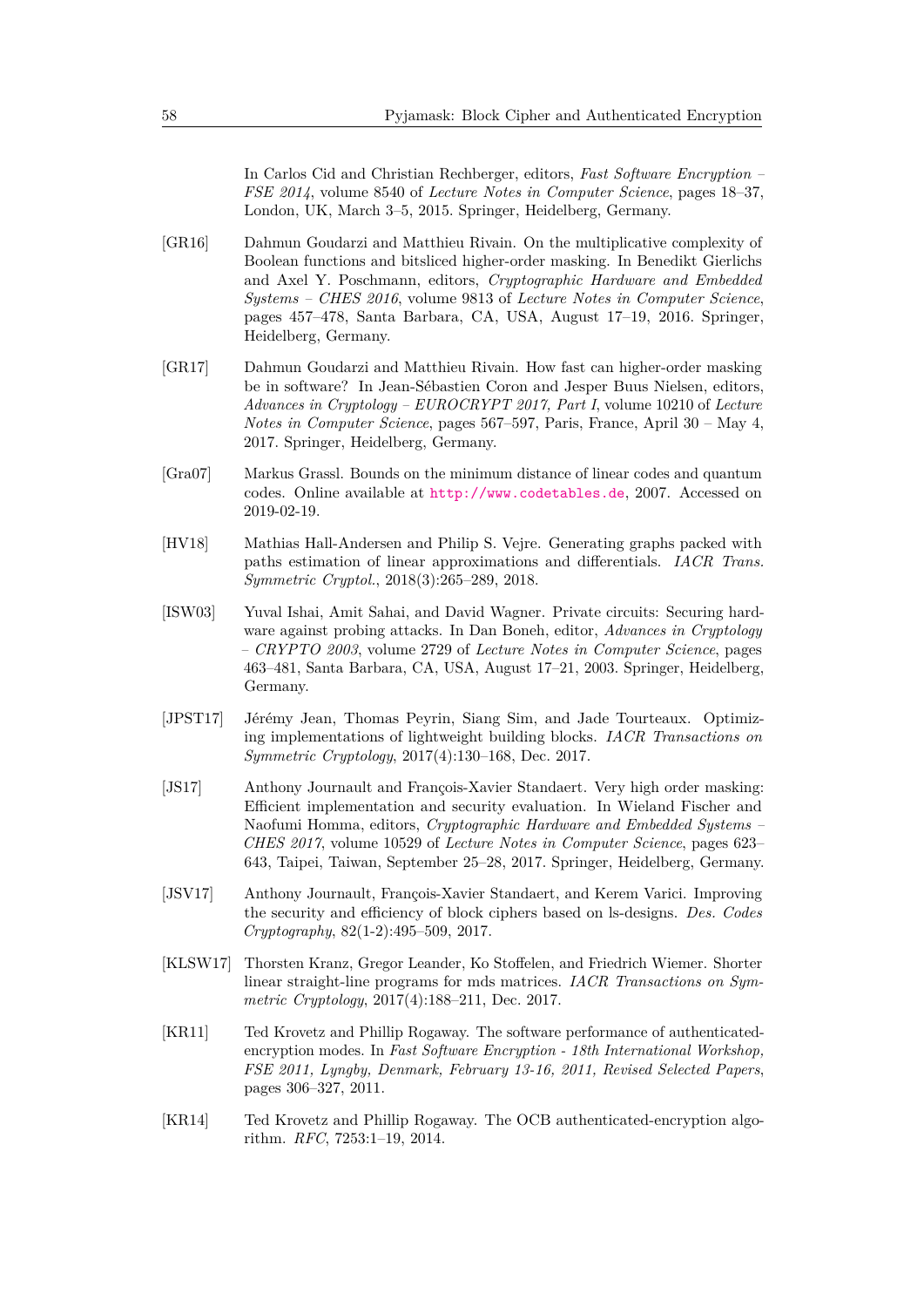In Carlos Cid and Christian Rechberger, editors, *Fast Software Encryption – FSE 2014*, volume 8540 of *Lecture Notes in Computer Science*, pages 18–37, London, UK, March 3–5, 2015. Springer, Heidelberg, Germany.

[GR16] Dahmun Goudarzi and Matthieu Rivain. On the multiplicative complexity of Boolean functions and bitsliced higher-order masking. In Benedikt Gierlichs and Axel Y. Poschmann, editors, *Cryptographic Hardware and Embedded Systems – CHES 2016*, volume 9813 of *Lecture Notes in Computer Science*, pages 457–478, Santa Barbara, CA, USA, August 17–19, 2016. Springer, Heidelberg, Germany.

[GR17] Dahmun Goudarzi and Matthieu Rivain. How fast can higher-order masking be in software? In Jean-Sébastien Coron and Jesper Buus Nielsen, editors, *Advances in Cryptology – EUROCRYPT 2017, Part I*, volume 10210 of *Lecture Notes in Computer Science*, pages 567–597, Paris, France, April 30 – May 4, 2017. Springer, Heidelberg, Germany.

[Gra07] Markus Grassl. Bounds on the minimum distance of linear codes and quantum codes. Online available at http://www.codetables.de, 2007. Accessed on 2019-02-19.

[HV18] Mathias Hall-Andersen and Philip S. Vejre. Generating graphs packed with paths estimation of linear approximations and differentials. *IACR Trans. Symmetric Cryptol.*, 2018(3):265–289, 2018.

[ISW03] Yuval Ishai, Amit Sahai, and David Wagner. Private circuits: Securing hardware against probing attacks. In Dan Boneh, editor, *Advances in Cryptology – CRYPTO 2003*, volume 2729 of *Lecture Notes in Computer Science*, pages 463–481, Santa Barbara, CA, USA, August 17–21, 2003. Springer, Heidelberg, Germany.

[JPST17] Jérémy Jean, Thomas Peyrin, Siang Sim, and Jade Tourteaux. Optimizing implementations of lightweight building blocks. *IACR Transactions on Symmetric Cryptology*, 2017(4):130–168, Dec. 2017.

[JS17] Anthony Journault and François-Xavier Standaert. Very high order masking: Efficient implementation and security evaluation. In Wieland Fischer and Naofumi Homma, editors, *Cryptographic Hardware and Embedded Systems – CHES 2017*, volume 10529 of *Lecture Notes in Computer Science*, pages 623–643, Taipei, Taiwan, September 25–28, 2017. Springer, Heidelberg, Germany.

[JSV17] Anthony Journault, François-Xavier Standaert, and Kerem Varici. Improving the security and efficiency of block ciphers based on ls-designs. *Des. Codes Cryptography*, 82(1-2):495–509, 2017.

[KLSW17] Thorsten Kranz, Gregor Leander, Ko Stoffelen, and Friedrich Wiemer. Shorter linear straight-line programs for mds matrices. *IACR Transactions on Symmetric Cryptology*, 2017(4):188–211, Dec. 2017.

[KR11] Ted Krovetz and Phillip Rogaway. The software performance of authenticated-encryption modes. In *Fast Software Encryption - 18th International Workshop, FSE 2011, Lyngby, Denmark, February 13-16, 2011, Revised Selected Papers*, pages 306–327, 2011.

[KR14] Ted Krovetz and Phillip Rogaway. The OCB authenticated-encryption algorithm. *RFC*, 7253:1–19, 2014.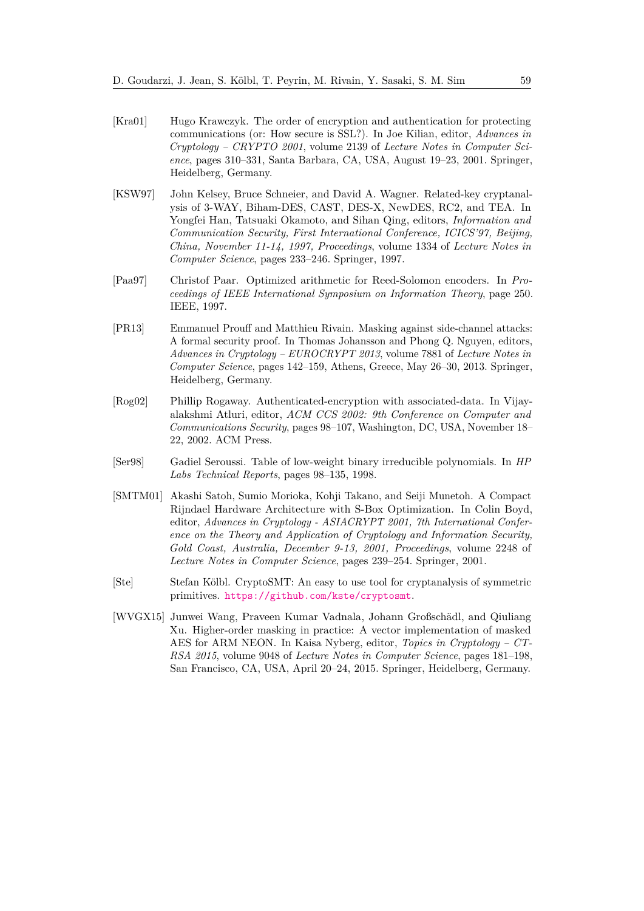[Kra01] Hugo Krawczyk. The order of encryption and authentication for protecting communications (or: How secure is SSL?). In Joe Kilian, editor, *Advances in Cryptology – CRYPTO 2001*, volume 2139 of *Lecture Notes in Computer Science*, pages 310–331, Santa Barbara, CA, USA, August 19–23, 2001. Springer, Heidelberg, Germany.

[KSW97] John Kelsey, Bruce Schneier, and David A. Wagner. Related-key cryptanalysis of 3-WAY, Biham-DES, CAST, DES-X, NewDES, RC2, and TEA. In Yongfei Han, Tatsuaki Okamoto, and Sihan Qing, editors, *Information and Communication Security, First International Conference, ICICS'97, Beijing, China, November 11-14, 1997, Proceedings*, volume 1334 of *Lecture Notes in Computer Science*, pages 233–246. Springer, 1997.

[Paa97] Christof Paar. Optimized arithmetic for Reed-Solomon encoders. In *Proceedings of IEEE International Symposium on Information Theory*, page 250. IEEE, 1997.

[PR13] Emmanuel Prouff and Matthieu Rivain. Masking against side-channel attacks: A formal security proof. In Thomas Johansson and Phong Q. Nguyen, editors, *Advances in Cryptology – EUROCRYPT 2013*, volume 7881 of *Lecture Notes in Computer Science*, pages 142–159, Athens, Greece, May 26–30, 2013. Springer, Heidelberg, Germany.

[Rog02] Phillip Rogaway. Authenticated-encryption with associated-data. In Vijayalakshmi Atluri, editor, *ACM CCS 2002: 9th Conference on Computer and Communications Security*, pages 98–107, Washington, DC, USA, November 18–22, 2002. ACM Press.

[Ser98] Gadiel Seroussi. Table of low-weight binary irreducible polynomials. In *HP Labs Technical Reports*, pages 98–135, 1998.

[SMTM01] Akashi Satoh, Sumio Morioka, Kohji Takano, and Seiji Munetoh. A Compact Rijndael Hardware Architecture with S-Box Optimization. In Colin Boyd, editor, *Advances in Cryptology - ASIACRYPT 2001, 7th International Conference on the Theory and Application of Cryptology and Information Security, Gold Coast, Australia, December 9-13, 2001, Proceedings*, volume 2248 of *Lecture Notes in Computer Science*, pages 239–254. Springer, 2001.

[Ste] Stefan Kölbl. CryptoSMT: An easy to use tool for cryptanalysis of symmetric primitives. https://github.com/kste/cryptosmt.

[WVGX15] Junwei Wang, Praveen Kumar Vadnala, Johann Großschädl, and Qiuliang Xu. Higher-order masking in practice: A vector implementation of masked AES for ARM NEON. In Kaisa Nyberg, editor, *Topics in Cryptology – CT-RSA 2015*, volume 9048 of *Lecture Notes in Computer Science*, pages 181–198, San Francisco, CA, USA, April 20–24, 2015. Springer, Heidelberg, Germany.